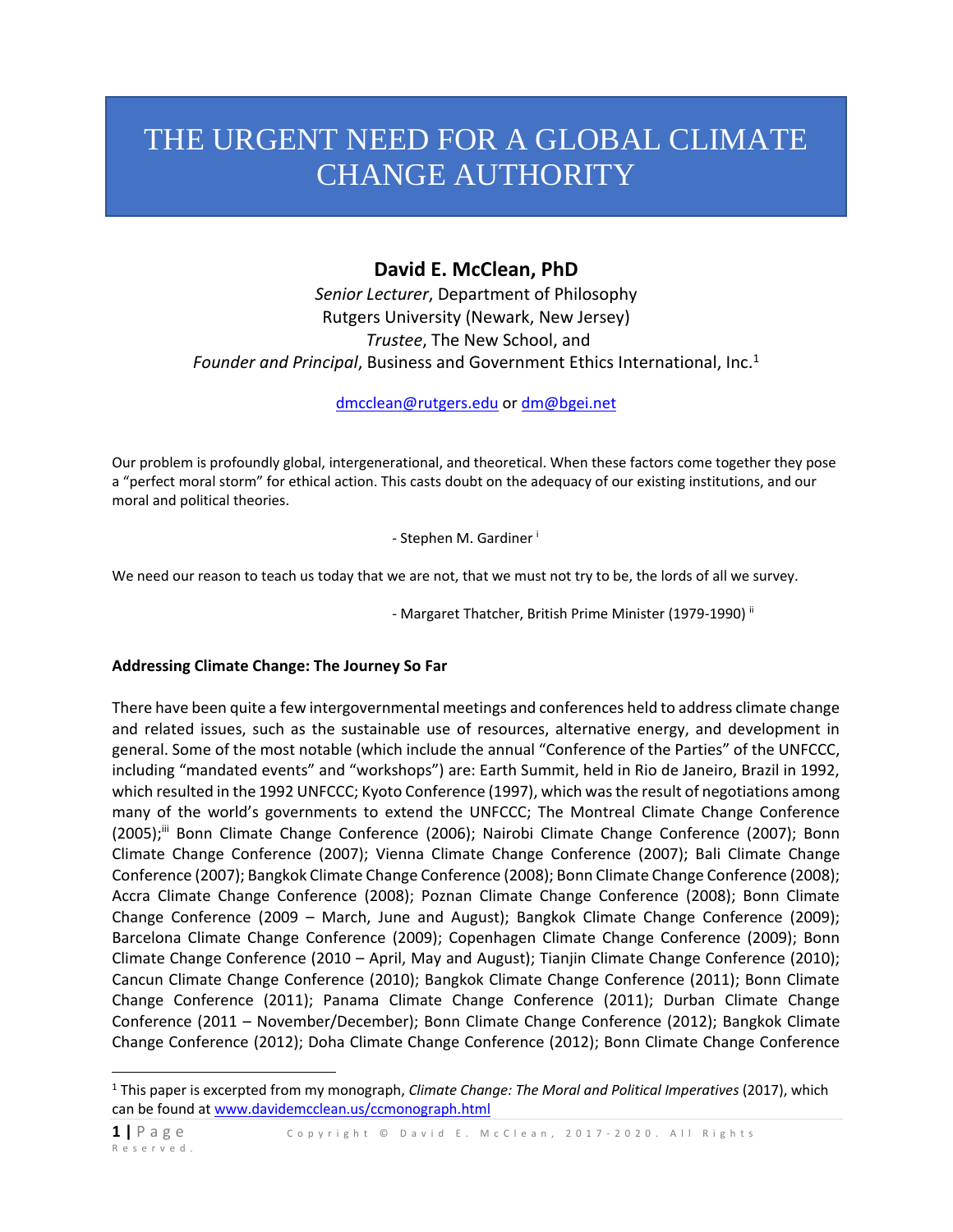# THE URGENT NEED FOR A GLOBAL CLIMATE CHANGE AUTHORITY

**David E. McClean, PhD**

*Senior Lecturer*, Department of Philosophy
Rutgers University (Newark, New Jersey)
*Trustee*, The New School, and
*Founder and Principal*, Business and Government Ethics International, Inc.[1]

dmcclean@rutgers.edu or dm@bgei.net

Our problem is profoundly global, intergenerational, and theoretical. When these factors come together they pose a "perfect moral storm" for ethical action. This casts doubt on the adequacy of our existing institutions, and our moral and political theories.

- Stephen M. Gardiner [i]

We need our reason to teach us today that we are not, that we must not try to be, the lords of all we survey.

- Margaret Thatcher, British Prime Minister (1979-1990) [ii]

**Addressing Climate Change: The Journey So Far**

There have been quite a few intergovernmental meetings and conferences held to address climate change and related issues, such as the sustainable use of resources, alternative energy, and development in general. Some of the most notable (which include the annual "Conference of the Parties" of the UNFCCC, including "mandated events" and "workshops") are: Earth Summit, held in Rio de Janeiro, Brazil in 1992, which resulted in the 1992 UNFCCC; Kyoto Conference (1997), which was the result of negotiations among many of the world's governments to extend the UNFCCC; The Montreal Climate Change Conference (2005);[iii] Bonn Climate Change Conference (2006); Nairobi Climate Change Conference (2007); Bonn Climate Change Conference (2007); Vienna Climate Change Conference (2007); Bali Climate Change Conference (2007); Bangkok Climate Change Conference (2008); Bonn Climate Change Conference (2008); Accra Climate Change Conference (2008); Poznan Climate Change Conference (2008); Bonn Climate Change Conference (2009 – March, June and August); Bangkok Climate Change Conference (2009); Barcelona Climate Change Conference (2009); Copenhagen Climate Change Conference (2009); Bonn Climate Change Conference (2010 – April, May and August); Tianjin Climate Change Conference (2010); Cancun Climate Change Conference (2010); Bangkok Climate Change Conference (2011); Bonn Climate Change Conference (2011); Panama Climate Change Conference (2011); Durban Climate Change Conference (2011 – November/December); Bonn Climate Change Conference (2012); Bangkok Climate Change Conference (2012); Doha Climate Change Conference (2012); Bonn Climate Change Conference

[1] This paper is excerpted from my monograph, *Climate Change: The Moral and Political Imperatives* (2017), which can be found at www.davidemcclean.us/ccmonograph.html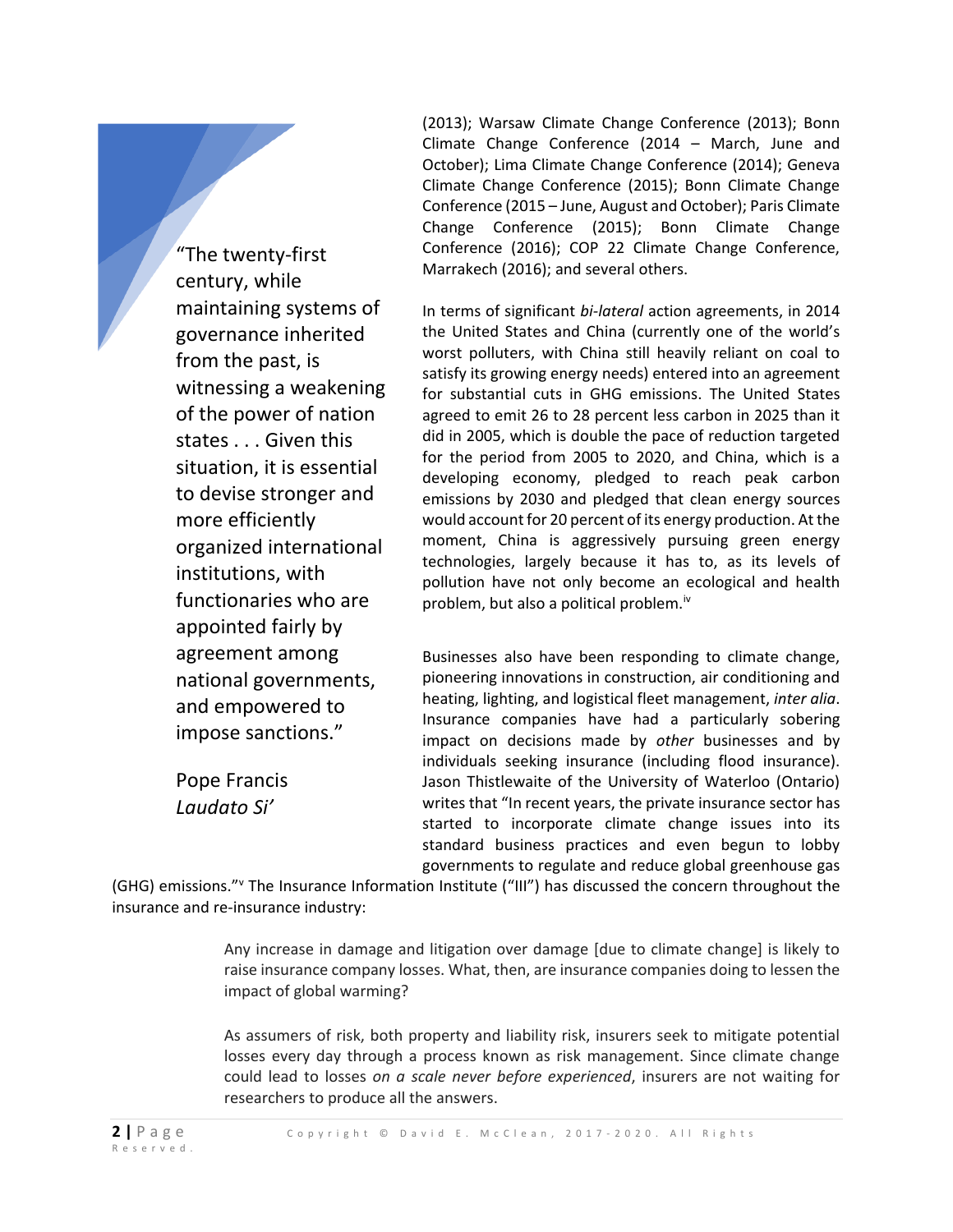> "The twenty-first century, while maintaining systems of governance inherited from the past, is witnessing a weakening of the power of nation states . . . Given this situation, it is essential to devise stronger and more efficiently organized international institutions, with functionaries who are appointed fairly by agreement among national governments, and empowered to impose sanctions."
>
> Pope Francis
> *Laudato Si'*

(2013); Warsaw Climate Change Conference (2013); Bonn Climate Change Conference (2014 – March, June and October); Lima Climate Change Conference (2014); Geneva Climate Change Conference (2015); Bonn Climate Change Conference (2015 – June, August and October); Paris Climate Change Conference (2015); Bonn Climate Change Conference (2016); COP 22 Climate Change Conference, Marrakech (2016); and several others.

In terms of significant *bi-lateral* action agreements, in 2014 the United States and China (currently one of the world's worst polluters, with China still heavily reliant on coal to satisfy its growing energy needs) entered into an agreement for substantial cuts in GHG emissions. The United States agreed to emit 26 to 28 percent less carbon in 2025 than it did in 2005, which is double the pace of reduction targeted for the period from 2005 to 2020, and China, which is a developing economy, pledged to reach peak carbon emissions by 2030 and pledged that clean energy sources would account for 20 percent of its energy production. At the moment, China is aggressively pursuing green energy technologies, largely because it has to, as its levels of pollution have not only become an ecological and health problem, but also a political problem.[iv]

Businesses also have been responding to climate change, pioneering innovations in construction, air conditioning and heating, lighting, and logistical fleet management, *inter alia*. Insurance companies have had a particularly sobering impact on decisions made by *other* businesses and by individuals seeking insurance (including flood insurance). Jason Thistlewaite of the University of Waterloo (Ontario) writes that "In recent years, the private insurance sector has started to incorporate climate change issues into its standard business practices and even begun to lobby governments to regulate and reduce global greenhouse gas (GHG) emissions."[v] The Insurance Information Institute ("III") has discussed the concern throughout the insurance and re-insurance industry:

> Any increase in damage and litigation over damage [due to climate change] is likely to raise insurance company losses. What, then, are insurance companies doing to lessen the impact of global warming?
>
> As assumers of risk, both property and liability risk, insurers seek to mitigate potential losses every day through a process known as risk management. Since climate change could lead to losses *on a scale never before experienced*, insurers are not waiting for researchers to produce all the answers.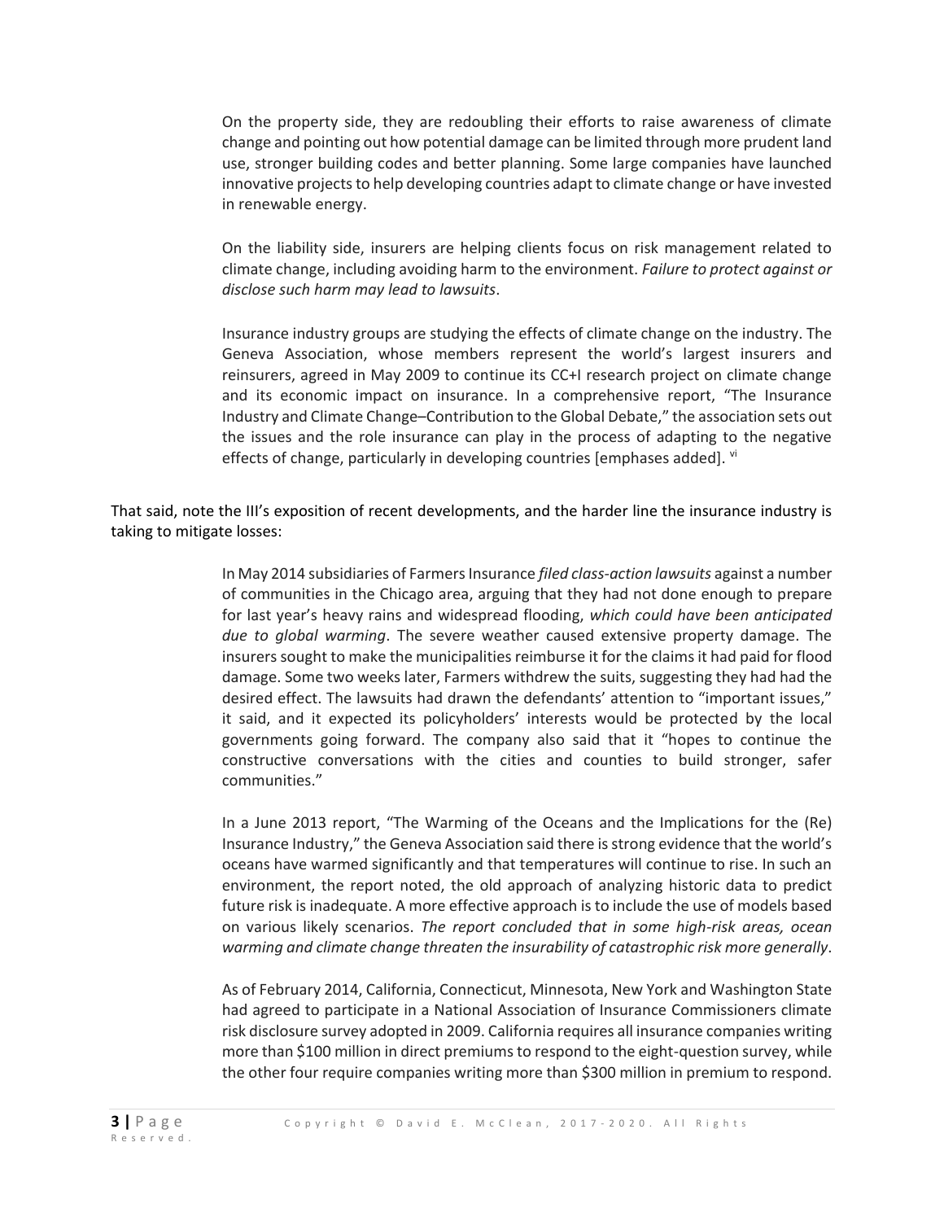> On the property side, they are redoubling their efforts to raise awareness of climate change and pointing out how potential damage can be limited through more prudent land use, stronger building codes and better planning. Some large companies have launched innovative projects to help developing countries adapt to climate change or have invested in renewable energy.
>
> On the liability side, insurers are helping clients focus on risk management related to climate change, including avoiding harm to the environment. *Failure to protect against or disclose such harm may lead to lawsuits*.
>
> Insurance industry groups are studying the effects of climate change on the industry. The Geneva Association, whose members represent the world's largest insurers and reinsurers, agreed in May 2009 to continue its CC+I research project on climate change and its economic impact on insurance. In a comprehensive report, "The Insurance Industry and Climate Change–Contribution to the Global Debate," the association sets out the issues and the role insurance can play in the process of adapting to the negative effects of change, particularly in developing countries [emphases added]. [vi]

That said, note the III's exposition of recent developments, and the harder line the insurance industry is taking to mitigate losses:

> In May 2014 subsidiaries of Farmers Insurance *filed class-action lawsuits* against a number of communities in the Chicago area, arguing that they had not done enough to prepare for last year's heavy rains and widespread flooding, *which could have been anticipated due to global warming*. The severe weather caused extensive property damage. The insurers sought to make the municipalities reimburse it for the claims it had paid for flood damage. Some two weeks later, Farmers withdrew the suits, suggesting they had had the desired effect. The lawsuits had drawn the defendants' attention to "important issues," it said, and it expected its policyholders' interests would be protected by the local governments going forward. The company also said that it "hopes to continue the constructive conversations with the cities and counties to build stronger, safer communities."
>
> In a June 2013 report, "The Warming of the Oceans and the Implications for the (Re) Insurance Industry," the Geneva Association said there is strong evidence that the world's oceans have warmed significantly and that temperatures will continue to rise. In such an environment, the report noted, the old approach of analyzing historic data to predict future risk is inadequate. A more effective approach is to include the use of models based on various likely scenarios. *The report concluded that in some high-risk areas, ocean warming and climate change threaten the insurability of catastrophic risk more generally*.
>
> As of February 2014, California, Connecticut, Minnesota, New York and Washington State had agreed to participate in a National Association of Insurance Commissioners climate risk disclosure survey adopted in 2009. California requires all insurance companies writing more than $100 million in direct premiums to respond to the eight-question survey, while the other four require companies writing more than $300 million in premium to respond.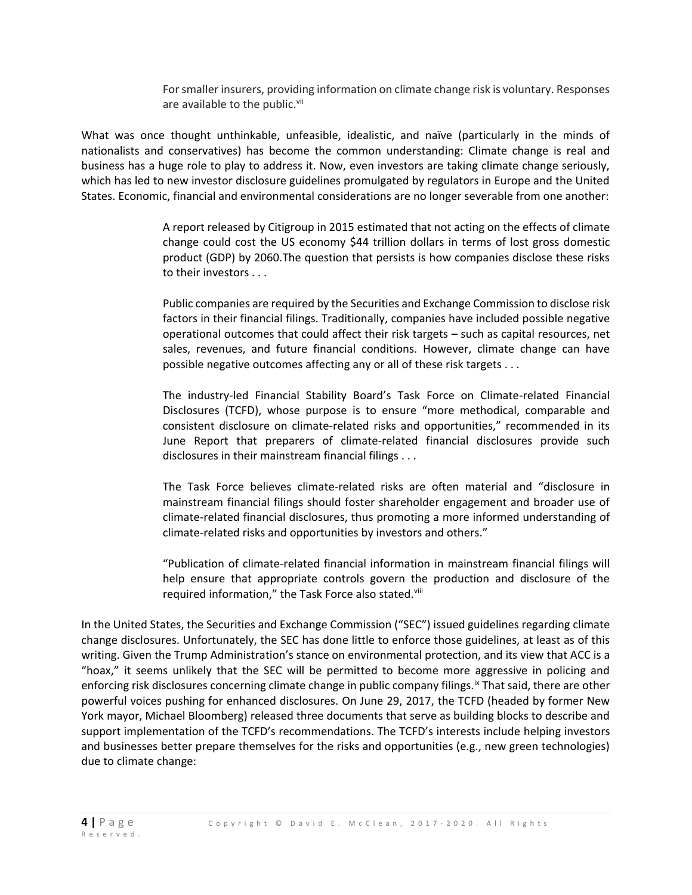> For smaller insurers, providing information on climate change risk is voluntary. Responses are available to the public.[vii]

What was once thought unthinkable, unfeasible, idealistic, and naïve (particularly in the minds of nationalists and conservatives) has become the common understanding: Climate change is real and business has a huge role to play to address it. Now, even investors are taking climate change seriously, which has led to new investor disclosure guidelines promulgated by regulators in Europe and the United States. Economic, financial and environmental considerations are no longer severable from one another:

> A report released by Citigroup in 2015 estimated that not acting on the effects of climate change could cost the US economy $44 trillion dollars in terms of lost gross domestic product (GDP) by 2060.The question that persists is how companies disclose these risks to their investors . . .
>
> Public companies are required by the Securities and Exchange Commission to disclose risk factors in their financial filings. Traditionally, companies have included possible negative operational outcomes that could affect their risk targets – such as capital resources, net sales, revenues, and future financial conditions. However, climate change can have possible negative outcomes affecting any or all of these risk targets . . .
>
> The industry-led Financial Stability Board's Task Force on Climate-related Financial Disclosures (TCFD), whose purpose is to ensure "more methodical, comparable and consistent disclosure on climate-related risks and opportunities," recommended in its June Report that preparers of climate-related financial disclosures provide such disclosures in their mainstream financial filings . . .
>
> The Task Force believes climate-related risks are often material and "disclosure in mainstream financial filings should foster shareholder engagement and broader use of climate-related financial disclosures, thus promoting a more informed understanding of climate-related risks and opportunities by investors and others."
>
> "Publication of climate-related financial information in mainstream financial filings will help ensure that appropriate controls govern the production and disclosure of the required information," the Task Force also stated.[viii]

In the United States, the Securities and Exchange Commission ("SEC") issued guidelines regarding climate change disclosures. Unfortunately, the SEC has done little to enforce those guidelines, at least as of this writing. Given the Trump Administration's stance on environmental protection, and its view that ACC is a "hoax," it seems unlikely that the SEC will be permitted to become more aggressive in policing and enforcing risk disclosures concerning climate change in public company filings.[ix] That said, there are other powerful voices pushing for enhanced disclosures. On June 29, 2017, the TCFD (headed by former New York mayor, Michael Bloomberg) released three documents that serve as building blocks to describe and support implementation of the TCFD's recommendations. The TCFD's interests include helping investors and businesses better prepare themselves for the risks and opportunities (e.g., new green technologies) due to climate change: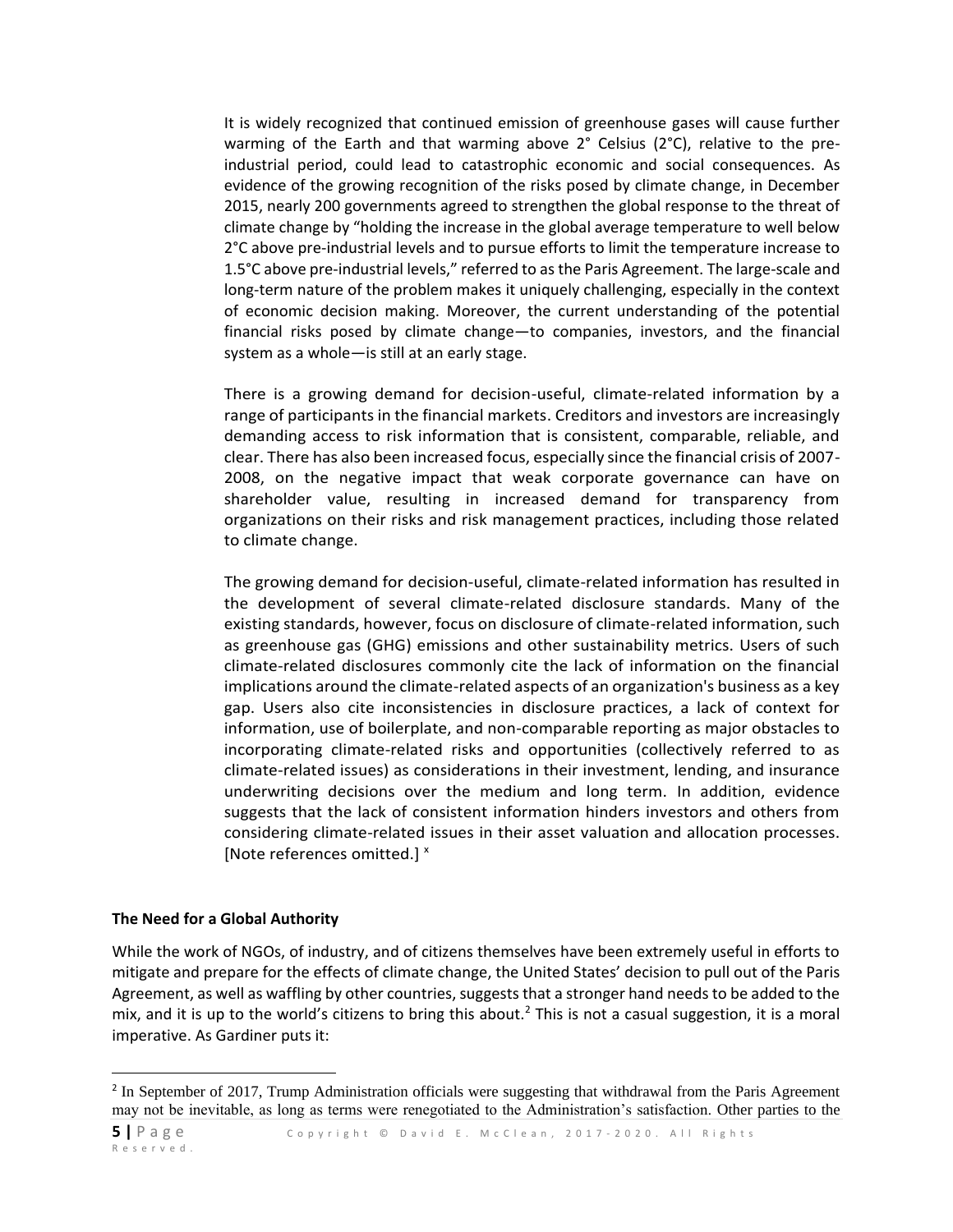> It is widely recognized that continued emission of greenhouse gases will cause further warming of the Earth and that warming above 2° Celsius (2°C), relative to the pre-industrial period, could lead to catastrophic economic and social consequences. As evidence of the growing recognition of the risks posed by climate change, in December 2015, nearly 200 governments agreed to strengthen the global response to the threat of climate change by "holding the increase in the global average temperature to well below 2°C above pre-industrial levels and to pursue efforts to limit the temperature increase to 1.5°C above pre-industrial levels," referred to as the Paris Agreement. The large-scale and long-term nature of the problem makes it uniquely challenging, especially in the context of economic decision making. Moreover, the current understanding of the potential financial risks posed by climate change—to companies, investors, and the financial system as a whole—is still at an early stage.
>
> There is a growing demand for decision-useful, climate-related information by a range of participants in the financial markets. Creditors and investors are increasingly demanding access to risk information that is consistent, comparable, reliable, and clear. There has also been increased focus, especially since the financial crisis of 2007-2008, on the negative impact that weak corporate governance can have on shareholder value, resulting in increased demand for transparency from organizations on their risks and risk management practices, including those related to climate change.
>
> The growing demand for decision-useful, climate-related information has resulted in the development of several climate-related disclosure standards. Many of the existing standards, however, focus on disclosure of climate-related information, such as greenhouse gas (GHG) emissions and other sustainability metrics. Users of such climate-related disclosures commonly cite the lack of information on the financial implications around the climate-related aspects of an organization's business as a key gap. Users also cite inconsistencies in disclosure practices, a lack of context for information, use of boilerplate, and non-comparable reporting as major obstacles to incorporating climate-related risks and opportunities (collectively referred to as climate-related issues) as considerations in their investment, lending, and insurance underwriting decisions over the medium and long term. In addition, evidence suggests that the lack of consistent information hinders investors and others from considering climate-related issues in their asset valuation and allocation processes. [Note references omitted.] [x]

**The Need for a Global Authority**

While the work of NGOs, of industry, and of citizens themselves have been extremely useful in efforts to mitigate and prepare for the effects of climate change, the United States' decision to pull out of the Paris Agreement, as well as waffling by other countries, suggests that a stronger hand needs to be added to the mix, and it is up to the world's citizens to bring this about.[2] This is not a casual suggestion, it is a moral imperative. As Gardiner puts it:

---

[2] In September of 2017, Trump Administration officials were suggesting that withdrawal from the Paris Agreement may not be inevitable, as long as terms were renegotiated to the Administration's satisfaction. Other parties to the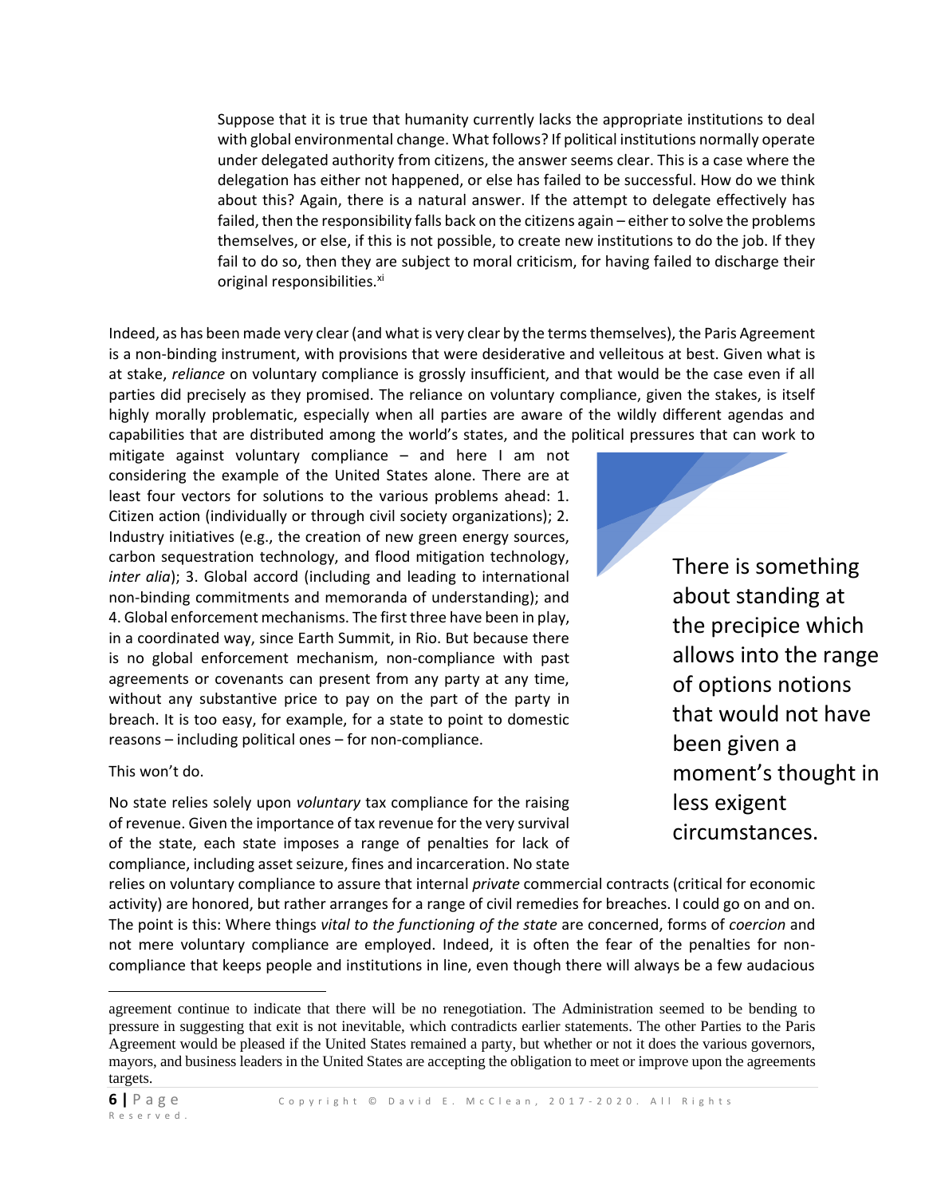> Suppose that it is true that humanity currently lacks the appropriate institutions to deal with global environmental change. What follows? If political institutions normally operate under delegated authority from citizens, the answer seems clear. This is a case where the delegation has either not happened, or else has failed to be successful. How do we think about this? Again, there is a natural answer. If the attempt to delegate effectively has failed, then the responsibility falls back on the citizens again – either to solve the problems themselves, or else, if this is not possible, to create new institutions to do the job. If they fail to do so, then they are subject to moral criticism, for having failed to discharge their original responsibilities.[xi]

Indeed, as has been made very clear (and what is very clear by the terms themselves), the Paris Agreement is a non-binding instrument, with provisions that were desiderative and velleitous at best. Given what is at stake, *reliance* on voluntary compliance is grossly insufficient, and that would be the case even if all parties did precisely as they promised. The reliance on voluntary compliance, given the stakes, is itself highly morally problematic, especially when all parties are aware of the wildly different agendas and capabilities that are distributed among the world's states, and the political pressures that can work to mitigate against voluntary compliance – and here I am not considering the example of the United States alone. There are at least four vectors for solutions to the various problems ahead: 1. Citizen action (individually or through civil society organizations); 2. Industry initiatives (e.g., the creation of new green energy sources, carbon sequestration technology, and flood mitigation technology, *inter alia*); 3. Global accord (including and leading to international non-binding commitments and memoranda of understanding); and 4. Global enforcement mechanisms. The first three have been in play, in a coordinated way, since Earth Summit, in Rio. But because there is no global enforcement mechanism, non-compliance with past agreements or covenants can present from any party at any time, without any substantive price to pay on the part of the party in breach. It is too easy, for example, for a state to point to domestic reasons – including political ones – for non-compliance.

> There is something about standing at the precipice which allows into the range of options notions that would not have been given a moment's thought in less exigent circumstances.

This won't do.

No state relies solely upon *voluntary* tax compliance for the raising of revenue. Given the importance of tax revenue for the very survival of the state, each state imposes a range of penalties for lack of compliance, including asset seizure, fines and incarceration. No state relies on voluntary compliance to assure that internal *private* commercial contracts (critical for economic activity) are honored, but rather arranges for a range of civil remedies for breaches. I could go on and on. The point is this: Where things *vital to the functioning of the state* are concerned, forms of *coercion* and not mere voluntary compliance are employed. Indeed, it is often the fear of the penalties for non-compliance that keeps people and institutions in line, even though there will always be a few audacious

---

agreement continue to indicate that there will be no renegotiation. The Administration seemed to be bending to pressure in suggesting that exit is not inevitable, which contradicts earlier statements. The other Parties to the Paris Agreement would be pleased if the United States remained a party, but whether or not it does the various governors, mayors, and business leaders in the United States are accepting the obligation to meet or improve upon the agreements targets.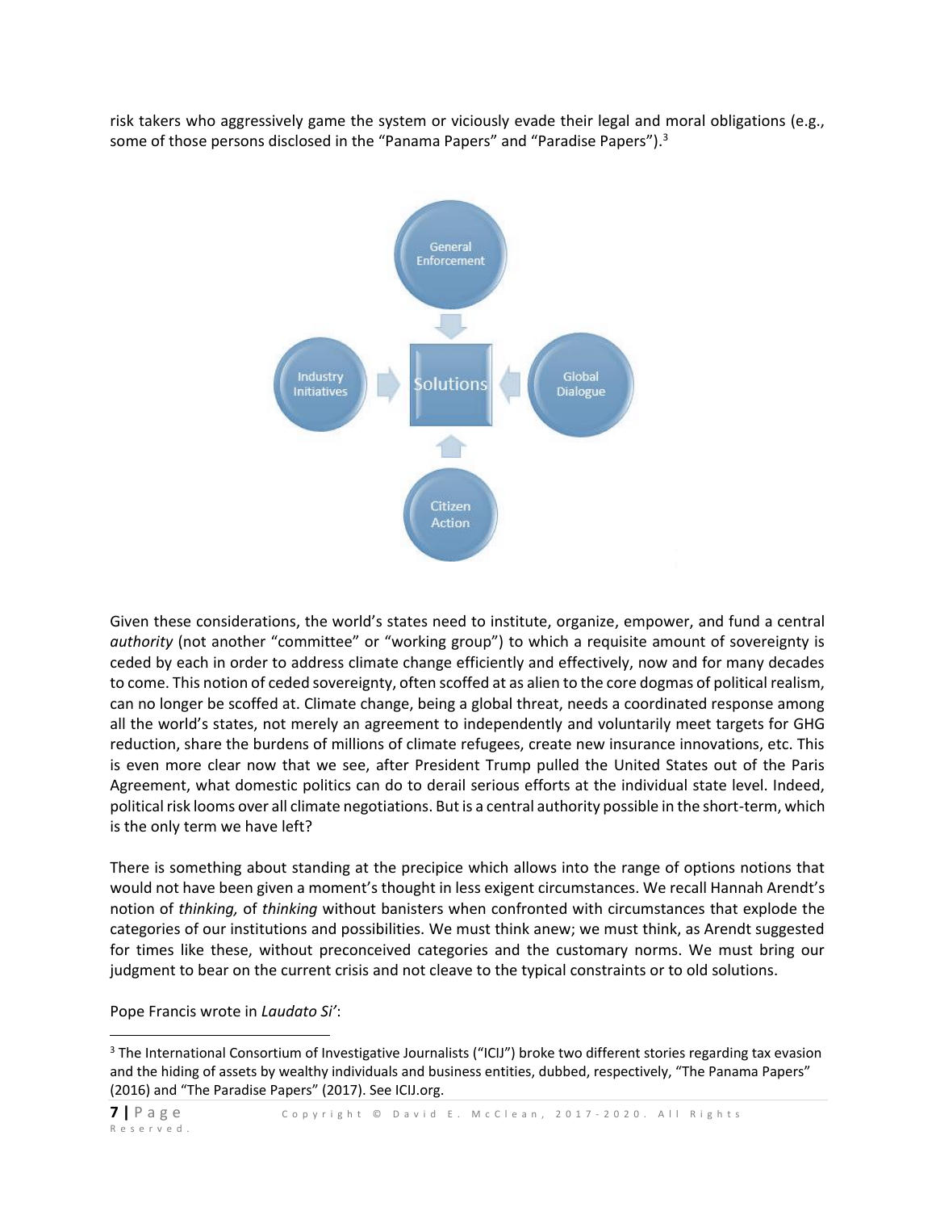risk takers who aggressively game the system or viciously evade their legal and moral obligations (e.g., some of those persons disclosed in the "Panama Papers" and "Paradise Papers").[3]

General Enforcement

Industry Initiatives

Solutions

Global Dialogue

Citizen Action

Given these considerations, the world's states need to institute, organize, empower, and fund a central *authority* (not another "committee" or "working group") to which a requisite amount of sovereignty is ceded by each in order to address climate change efficiently and effectively, now and for many decades to come. This notion of ceded sovereignty, often scoffed at as alien to the core dogmas of political realism, can no longer be scoffed at. Climate change, being a global threat, needs a coordinated response among all the world's states, not merely an agreement to independently and voluntarily meet targets for GHG reduction, share the burdens of millions of climate refugees, create new insurance innovations, etc. This is even more clear now that we see, after President Trump pulled the United States out of the Paris Agreement, what domestic politics can do to derail serious efforts at the individual state level. Indeed, political risk looms over all climate negotiations. But is a central authority possible in the short-term, which is the only term we have left?

There is something about standing at the precipice which allows into the range of options notions that would not have been given a moment's thought in less exigent circumstances. We recall Hannah Arendt's notion of *thinking,* of *thinking* without banisters when confronted with circumstances that explode the categories of our institutions and possibilities. We must think anew; we must think, as Arendt suggested for times like these, without preconceived categories and the customary norms. We must bring our judgment to bear on the current crisis and not cleave to the typical constraints or to old solutions.

Pope Francis wrote in *Laudato Si'*:

---

[3] The International Consortium of Investigative Journalists ("ICIJ") broke two different stories regarding tax evasion and the hiding of assets by wealthy individuals and business entities, dubbed, respectively, "The Panama Papers" (2016) and "The Paradise Papers" (2017). See ICIJ.org.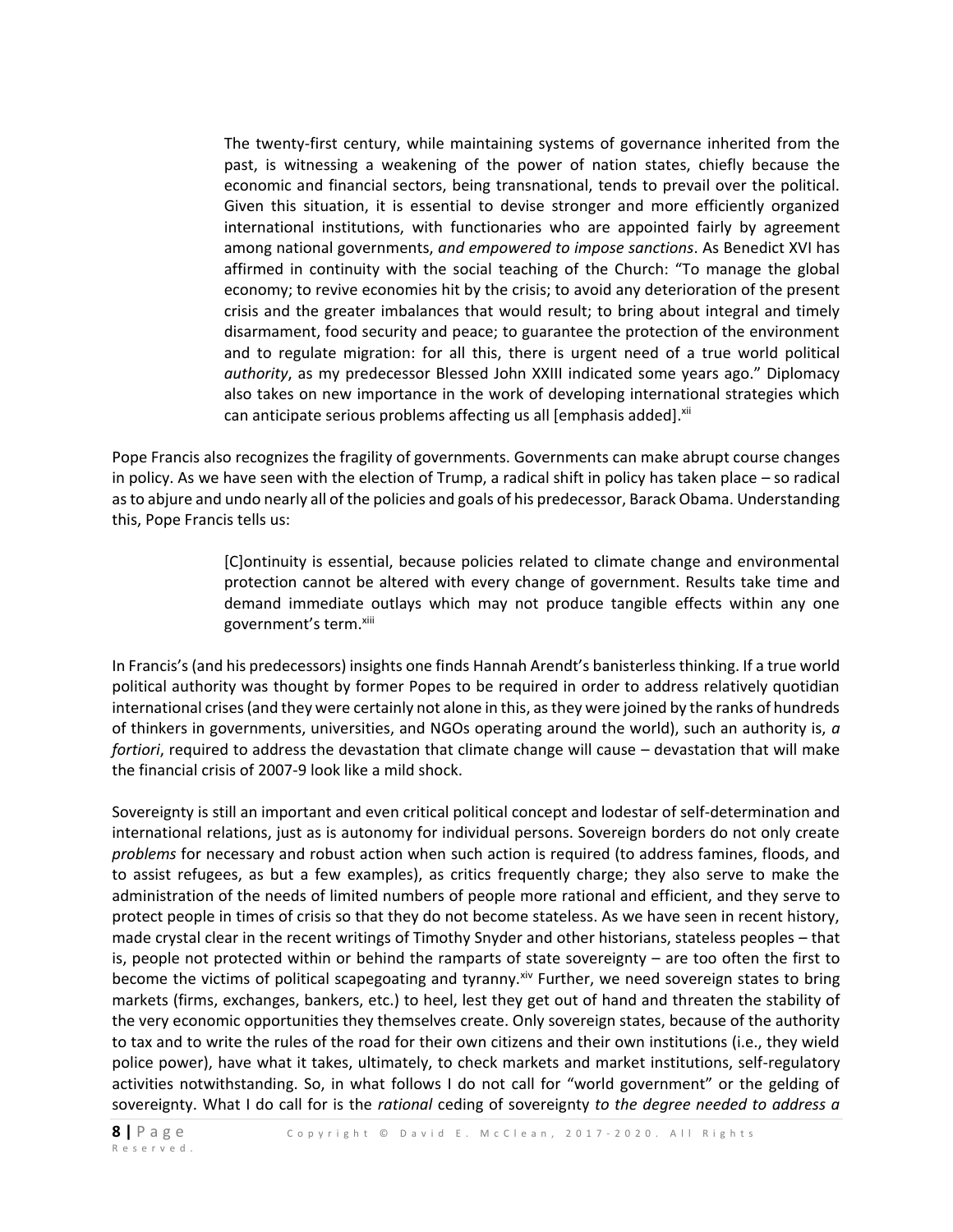> The twenty-first century, while maintaining systems of governance inherited from the past, is witnessing a weakening of the power of nation states, chiefly because the economic and financial sectors, being transnational, tends to prevail over the political. Given this situation, it is essential to devise stronger and more efficiently organized international institutions, with functionaries who are appointed fairly by agreement among national governments, *and empowered to impose sanctions*. As Benedict XVI has affirmed in continuity with the social teaching of the Church: "To manage the global economy; to revive economies hit by the crisis; to avoid any deterioration of the present crisis and the greater imbalances that would result; to bring about integral and timely disarmament, food security and peace; to guarantee the protection of the environment and to regulate migration: for all this, there is urgent need of a true world political *authority*, as my predecessor Blessed John XXIII indicated some years ago." Diplomacy also takes on new importance in the work of developing international strategies which can anticipate serious problems affecting us all [emphasis added].[xii]

Pope Francis also recognizes the fragility of governments. Governments can make abrupt course changes in policy. As we have seen with the election of Trump, a radical shift in policy has taken place – so radical as to abjure and undo nearly all of the policies and goals of his predecessor, Barack Obama. Understanding this, Pope Francis tells us:

> [C]ontinuity is essential, because policies related to climate change and environmental protection cannot be altered with every change of government. Results take time and demand immediate outlays which may not produce tangible effects within any one government's term.[xiii]

In Francis's (and his predecessors) insights one finds Hannah Arendt's banisterless thinking. If a true world political authority was thought by former Popes to be required in order to address relatively quotidian international crises (and they were certainly not alone in this, as they were joined by the ranks of hundreds of thinkers in governments, universities, and NGOs operating around the world), such an authority is, *a fortiori*, required to address the devastation that climate change will cause – devastation that will make the financial crisis of 2007-9 look like a mild shock.

Sovereignty is still an important and even critical political concept and lodestar of self-determination and international relations, just as is autonomy for individual persons. Sovereign borders do not only create *problems* for necessary and robust action when such action is required (to address famines, floods, and to assist refugees, as but a few examples), as critics frequently charge; they also serve to make the administration of the needs of limited numbers of people more rational and efficient, and they serve to protect people in times of crisis so that they do not become stateless. As we have seen in recent history, made crystal clear in the recent writings of Timothy Snyder and other historians, stateless peoples – that is, people not protected within or behind the ramparts of state sovereignty – are too often the first to become the victims of political scapegoating and tyranny.[xiv] Further, we need sovereign states to bring markets (firms, exchanges, bankers, etc.) to heel, lest they get out of hand and threaten the stability of the very economic opportunities they themselves create. Only sovereign states, because of the authority to tax and to write the rules of the road for their own citizens and their own institutions (i.e., they wield police power), have what it takes, ultimately, to check markets and market institutions, self-regulatory activities notwithstanding. So, in what follows I do not call for "world government" or the gelding of sovereignty. What I do call for is the *rational* ceding of sovereignty *to the degree needed to address a*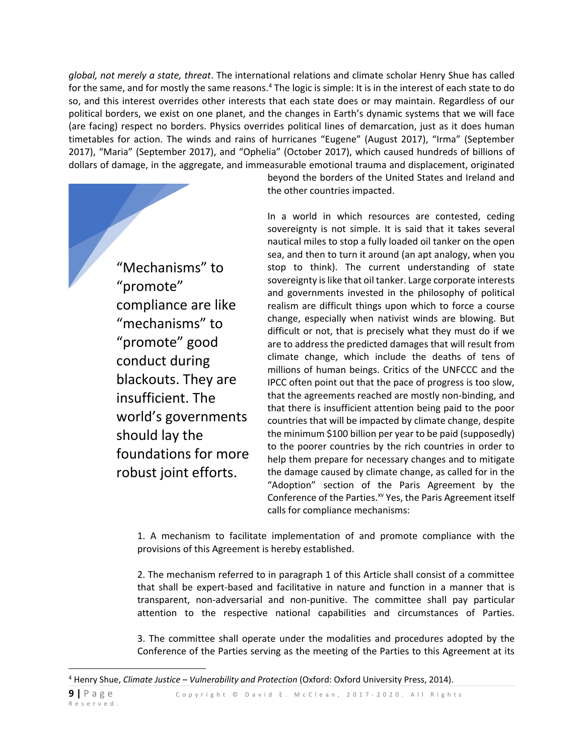*global, not merely a state, threat*. The international relations and climate scholar Henry Shue has called for the same, and for mostly the same reasons.[4] The logic is simple: It is in the interest of each state to do so, and this interest overrides other interests that each state does or may maintain. Regardless of our political borders, we exist on one planet, and the changes in Earth's dynamic systems that we will face (are facing) respect no borders. Physics overrides political lines of demarcation, just as it does human timetables for action. The winds and rains of hurricanes "Eugene" (August 2017), "Irma" (September 2017), "Maria" (September 2017), and "Ophelia" (October 2017), which caused hundreds of billions of dollars of damage, in the aggregate, and immeasurable emotional trauma and displacement, originated beyond the borders of the United States and Ireland and the other countries impacted.

> "Mechanisms" to "promote" compliance are like "mechanisms" to "promote" good conduct during blackouts. They are insufficient. The world's governments should lay the foundations for more robust joint efforts.

In a world in which resources are contested, ceding sovereignty is not simple. It is said that it takes several nautical miles to stop a fully loaded oil tanker on the open sea, and then to turn it around (an apt analogy, when you stop to think). The current understanding of state sovereignty is like that oil tanker. Large corporate interests and governments invested in the philosophy of political realism are difficult things upon which to force a course change, especially when nativist winds are blowing. But difficult or not, that is precisely what they must do if we are to address the predicted damages that will result from climate change, which include the deaths of tens of millions of human beings. Critics of the UNFCCC and the IPCC often point out that the pace of progress is too slow, that the agreements reached are mostly non-binding, and that there is insufficient attention being paid to the poor countries that will be impacted by climate change, despite the minimum $100 billion per year to be paid (supposedly) to the poorer countries by the rich countries in order to help them prepare for necessary changes and to mitigate the damage caused by climate change, as called for in the "Adoption" section of the Paris Agreement by the Conference of the Parties.[xv] Yes, the Paris Agreement itself calls for compliance mechanisms:

> 1. A mechanism to facilitate implementation of and promote compliance with the provisions of this Agreement is hereby established.
>
> 2. The mechanism referred to in paragraph 1 of this Article shall consist of a committee that shall be expert-based and facilitative in nature and function in a manner that is transparent, non-adversarial and non-punitive. The committee shall pay particular attention to the respective national capabilities and circumstances of Parties.
>
> 3. The committee shall operate under the modalities and procedures adopted by the Conference of the Parties serving as the meeting of the Parties to this Agreement at its

---

[4] Henry Shue, *Climate Justice – Vulnerability and Protection* (Oxford: Oxford University Press, 2014).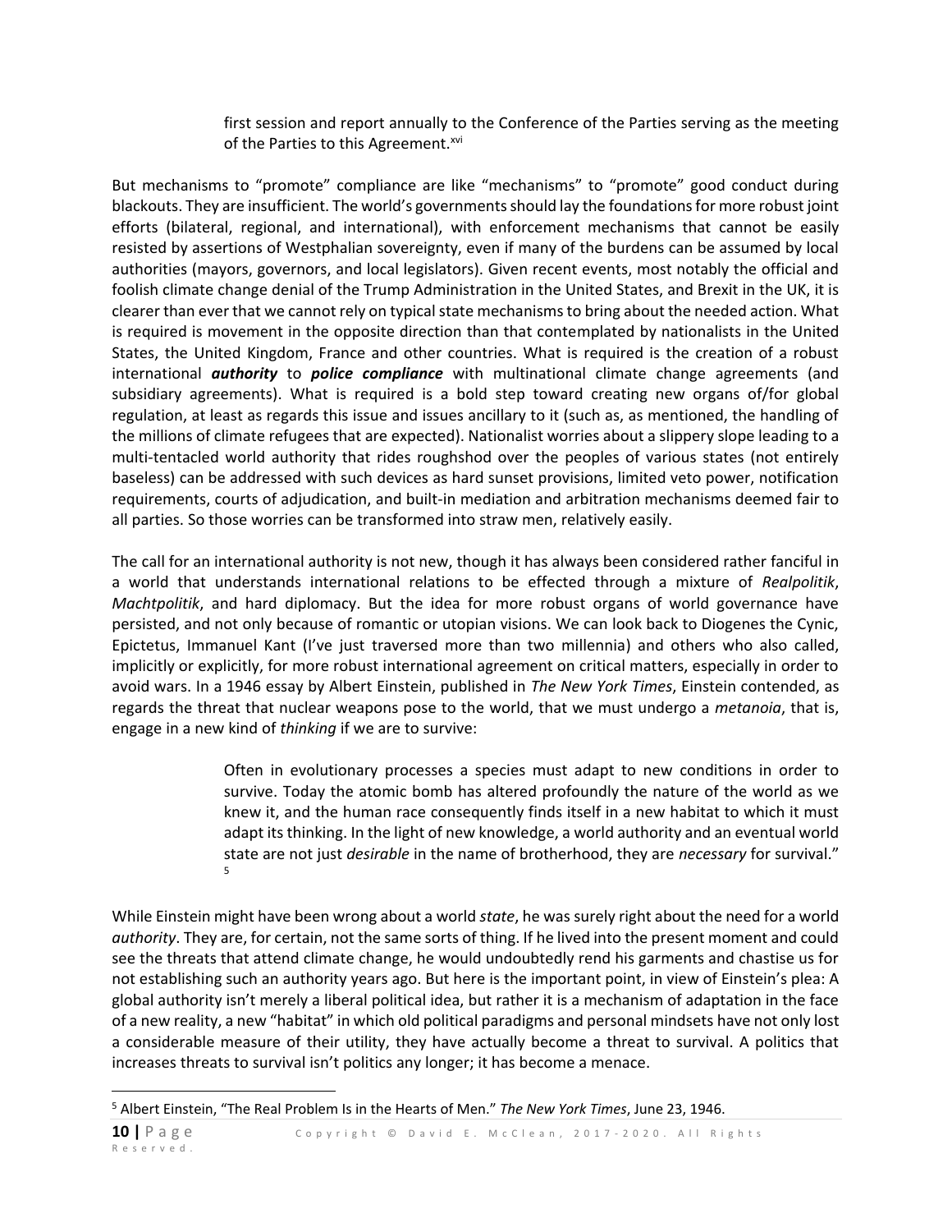first session and report annually to the Conference of the Parties serving as the meeting of the Parties to this Agreement.[xvi]

But mechanisms to "promote" compliance are like "mechanisms" to "promote" good conduct during blackouts. They are insufficient. The world's governments should lay the foundations for more robust joint efforts (bilateral, regional, and international), with enforcement mechanisms that cannot be easily resisted by assertions of Westphalian sovereignty, even if many of the burdens can be assumed by local authorities (mayors, governors, and local legislators). Given recent events, most notably the official and foolish climate change denial of the Trump Administration in the United States, and Brexit in the UK, it is clearer than ever that we cannot rely on typical state mechanisms to bring about the needed action. What is required is movement in the opposite direction than that contemplated by nationalists in the United States, the United Kingdom, France and other countries. What is required is the creation of a robust international ***authority*** to ***police compliance*** with multinational climate change agreements (and subsidiary agreements). What is required is a bold step toward creating new organs of/for global regulation, at least as regards this issue and issues ancillary to it (such as, as mentioned, the handling of the millions of climate refugees that are expected). Nationalist worries about a slippery slope leading to a multi-tentacled world authority that rides roughshod over the peoples of various states (not entirely baseless) can be addressed with such devices as hard sunset provisions, limited veto power, notification requirements, courts of adjudication, and built-in mediation and arbitration mechanisms deemed fair to all parties. So those worries can be transformed into straw men, relatively easily.

The call for an international authority is not new, though it has always been considered rather fanciful in a world that understands international relations to be effected through a mixture of *Realpolitik*, *Machtpolitik*, and hard diplomacy. But the idea for more robust organs of world governance have persisted, and not only because of romantic or utopian visions. We can look back to Diogenes the Cynic, Epictetus, Immanuel Kant (I've just traversed more than two millennia) and others who also called, implicitly or explicitly, for more robust international agreement on critical matters, especially in order to avoid wars. In a 1946 essay by Albert Einstein, published in *The New York Times*, Einstein contended, as regards the threat that nuclear weapons pose to the world, that we must undergo a *metanoia*, that is, engage in a new kind of *thinking* if we are to survive:

> Often in evolutionary processes a species must adapt to new conditions in order to survive. Today the atomic bomb has altered profoundly the nature of the world as we knew it, and the human race consequently finds itself in a new habitat to which it must adapt its thinking. In the light of new knowledge, a world authority and an eventual world state are not just *desirable* in the name of brotherhood, they are *necessary* for survival."[5]

While Einstein might have been wrong about a world *state*, he was surely right about the need for a world *authority*. They are, for certain, not the same sorts of thing. If he lived into the present moment and could see the threats that attend climate change, he would undoubtedly rend his garments and chastise us for not establishing such an authority years ago. But here is the important point, in view of Einstein's plea: A global authority isn't merely a liberal political idea, but rather it is a mechanism of adaptation in the face of a new reality, a new "habitat" in which old political paradigms and personal mindsets have not only lost a considerable measure of their utility, they have actually become a threat to survival. A politics that increases threats to survival isn't politics any longer; it has become a menace.

[5] Albert Einstein, "The Real Problem Is in the Hearts of Men." *The New York Times*, June 23, 1946.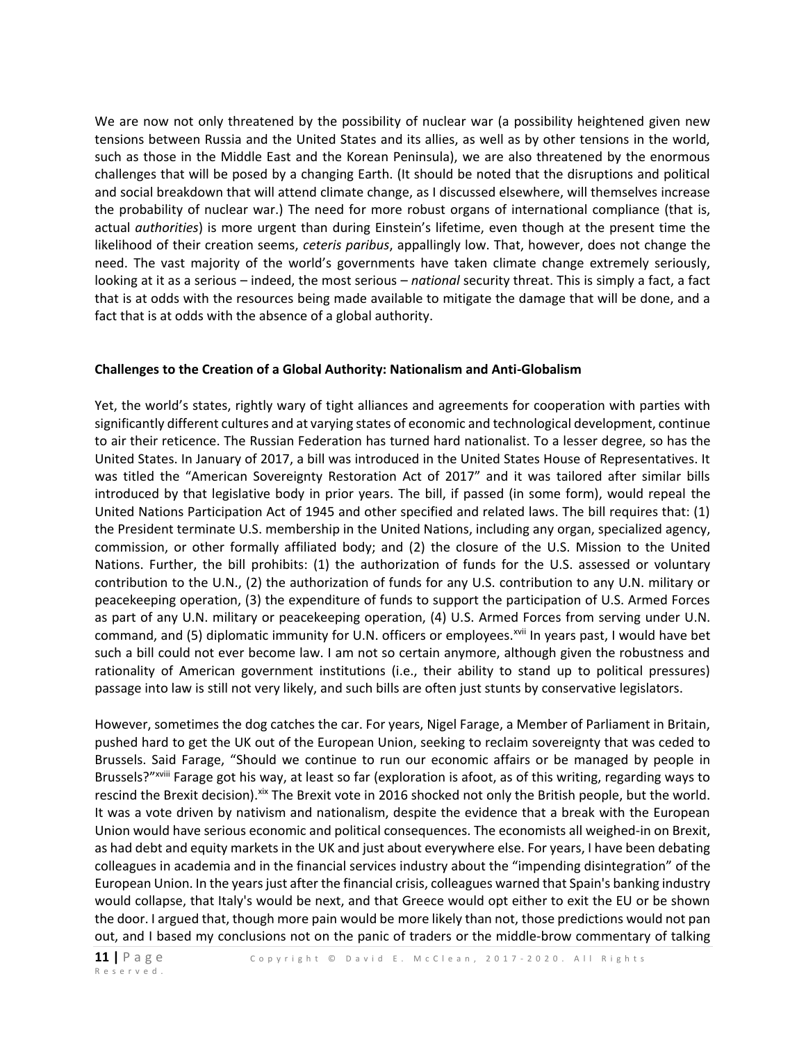We are now not only threatened by the possibility of nuclear war (a possibility heightened given new tensions between Russia and the United States and its allies, as well as by other tensions in the world, such as those in the Middle East and the Korean Peninsula), we are also threatened by the enormous challenges that will be posed by a changing Earth. (It should be noted that the disruptions and political and social breakdown that will attend climate change, as I discussed elsewhere, will themselves increase the probability of nuclear war.) The need for more robust organs of international compliance (that is, actual *authorities*) is more urgent than during Einstein's lifetime, even though at the present time the likelihood of their creation seems, *ceteris paribus*, appallingly low. That, however, does not change the need. The vast majority of the world's governments have taken climate change extremely seriously, looking at it as a serious – indeed, the most serious – *national* security threat. This is simply a fact, a fact that is at odds with the resources being made available to mitigate the damage that will be done, and a fact that is at odds with the absence of a global authority.

**Challenges to the Creation of a Global Authority: Nationalism and Anti-Globalism**

Yet, the world's states, rightly wary of tight alliances and agreements for cooperation with parties with significantly different cultures and at varying states of economic and technological development, continue to air their reticence. The Russian Federation has turned hard nationalist. To a lesser degree, so has the United States. In January of 2017, a bill was introduced in the United States House of Representatives. It was titled the "American Sovereignty Restoration Act of 2017" and it was tailored after similar bills introduced by that legislative body in prior years. The bill, if passed (in some form), would repeal the United Nations Participation Act of 1945 and other specified and related laws. The bill requires that: (1) the President terminate U.S. membership in the United Nations, including any organ, specialized agency, commission, or other formally affiliated body; and (2) the closure of the U.S. Mission to the United Nations. Further, the bill prohibits: (1) the authorization of funds for the U.S. assessed or voluntary contribution to the U.N., (2) the authorization of funds for any U.S. contribution to any U.N. military or peacekeeping operation, (3) the expenditure of funds to support the participation of U.S. Armed Forces as part of any U.N. military or peacekeeping operation, (4) U.S. Armed Forces from serving under U.N. command, and (5) diplomatic immunity for U.N. officers or employees.[xvii] In years past, I would have bet such a bill could not ever become law. I am not so certain anymore, although given the robustness and rationality of American government institutions (i.e., their ability to stand up to political pressures) passage into law is still not very likely, and such bills are often just stunts by conservative legislators.

However, sometimes the dog catches the car. For years, Nigel Farage, a Member of Parliament in Britain, pushed hard to get the UK out of the European Union, seeking to reclaim sovereignty that was ceded to Brussels. Said Farage, "Should we continue to run our economic affairs or be managed by people in Brussels?"[xviii] Farage got his way, at least so far (exploration is afoot, as of this writing, regarding ways to rescind the Brexit decision).[xix] The Brexit vote in 2016 shocked not only the British people, but the world. It was a vote driven by nativism and nationalism, despite the evidence that a break with the European Union would have serious economic and political consequences. The economists all weighed-in on Brexit, as had debt and equity markets in the UK and just about everywhere else. For years, I have been debating colleagues in academia and in the financial services industry about the "impending disintegration" of the European Union. In the years just after the financial crisis, colleagues warned that Spain's banking industry would collapse, that Italy's would be next, and that Greece would opt either to exit the EU or be shown the door. I argued that, though more pain would be more likely than not, those predictions would not pan out, and I based my conclusions not on the panic of traders or the middle-brow commentary of talking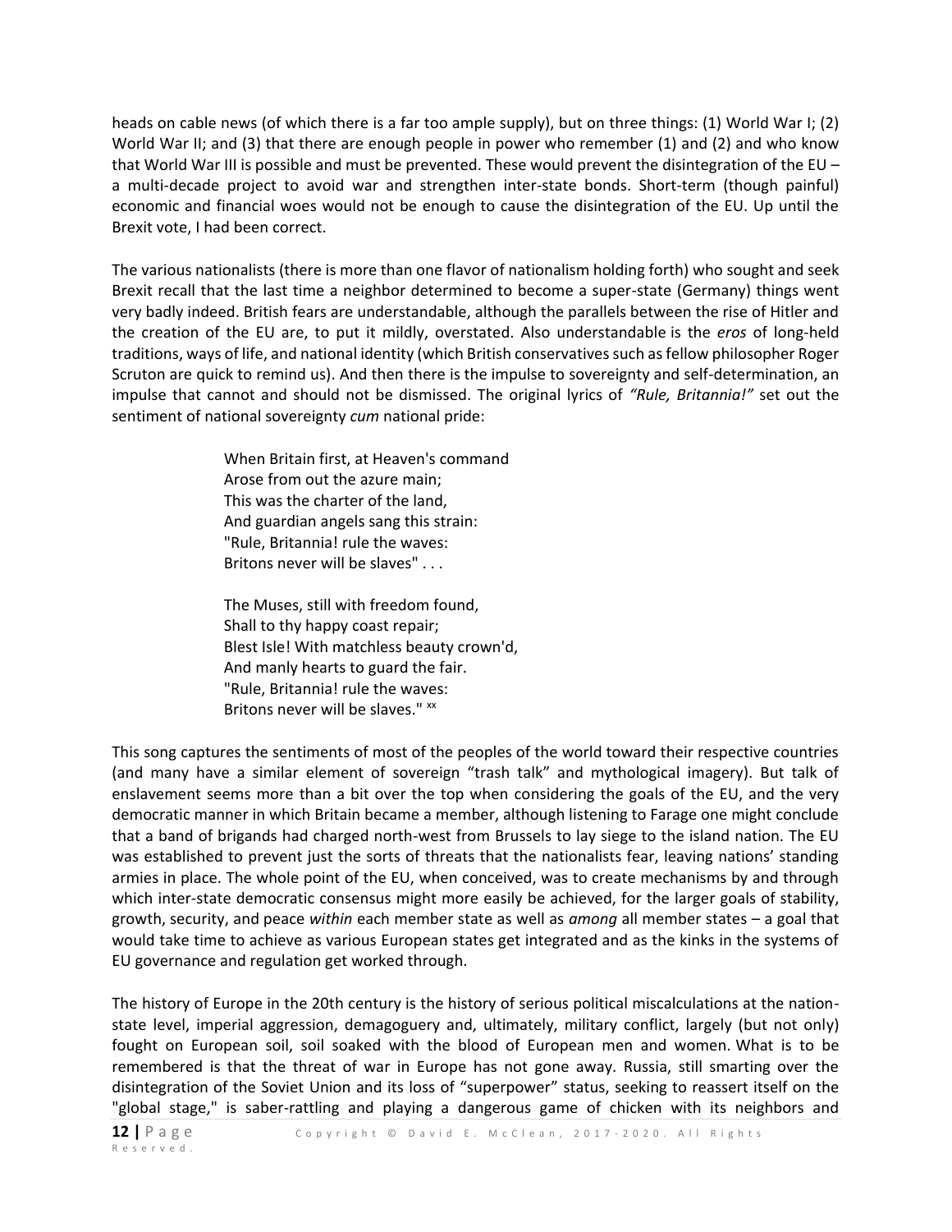heads on cable news (of which there is a far too ample supply), but on three things: (1) World War I; (2) World War II; and (3) that there are enough people in power who remember (1) and (2) and who know that World War III is possible and must be prevented. These would prevent the disintegration of the EU – a multi-decade project to avoid war and strengthen inter-state bonds. Short-term (though painful) economic and financial woes would not be enough to cause the disintegration of the EU. Up until the Brexit vote, I had been correct.

The various nationalists (there is more than one flavor of nationalism holding forth) who sought and seek Brexit recall that the last time a neighbor determined to become a super-state (Germany) things went very badly indeed. British fears are understandable, although the parallels between the rise of Hitler and the creation of the EU are, to put it mildly, overstated. Also understandable is the *eros* of long-held traditions, ways of life, and national identity (which British conservatives such as fellow philosopher Roger Scruton are quick to remind us). And then there is the impulse to sovereignty and self-determination, an impulse that cannot and should not be dismissed. The original lyrics of *"Rule, Britannia!"* set out the sentiment of national sovereignty *cum* national pride:

> When Britain first, at Heaven's command
> Arose from out the azure main;
> This was the charter of the land,
> And guardian angels sang this strain:
> "Rule, Britannia! rule the waves:
> Britons never will be slaves" . . .
>
> The Muses, still with freedom found,
> Shall to thy happy coast repair;
> Blest Isle! With matchless beauty crown'd,
> And manly hearts to guard the fair.
> "Rule, Britannia! rule the waves:
> Britons never will be slaves." [xx]

This song captures the sentiments of most of the peoples of the world toward their respective countries (and many have a similar element of sovereign "trash talk" and mythological imagery). But talk of enslavement seems more than a bit over the top when considering the goals of the EU, and the very democratic manner in which Britain became a member, although listening to Farage one might conclude that a band of brigands had charged north-west from Brussels to lay siege to the island nation. The EU was established to prevent just the sorts of threats that the nationalists fear, leaving nations' standing armies in place. The whole point of the EU, when conceived, was to create mechanisms by and through which inter-state democratic consensus might more easily be achieved, for the larger goals of stability, growth, security, and peace *within* each member state as well as *among* all member states – a goal that would take time to achieve as various European states get integrated and as the kinks in the systems of EU governance and regulation get worked through.

The history of Europe in the 20th century is the history of serious political miscalculations at the nation-state level, imperial aggression, demagoguery and, ultimately, military conflict, largely (but not only) fought on European soil, soil soaked with the blood of European men and women. What is to be remembered is that the threat of war in Europe has not gone away. Russia, still smarting over the disintegration of the Soviet Union and its loss of "superpower" status, seeking to reassert itself on the "global stage," is saber-rattling and playing a dangerous game of chicken with its neighbors and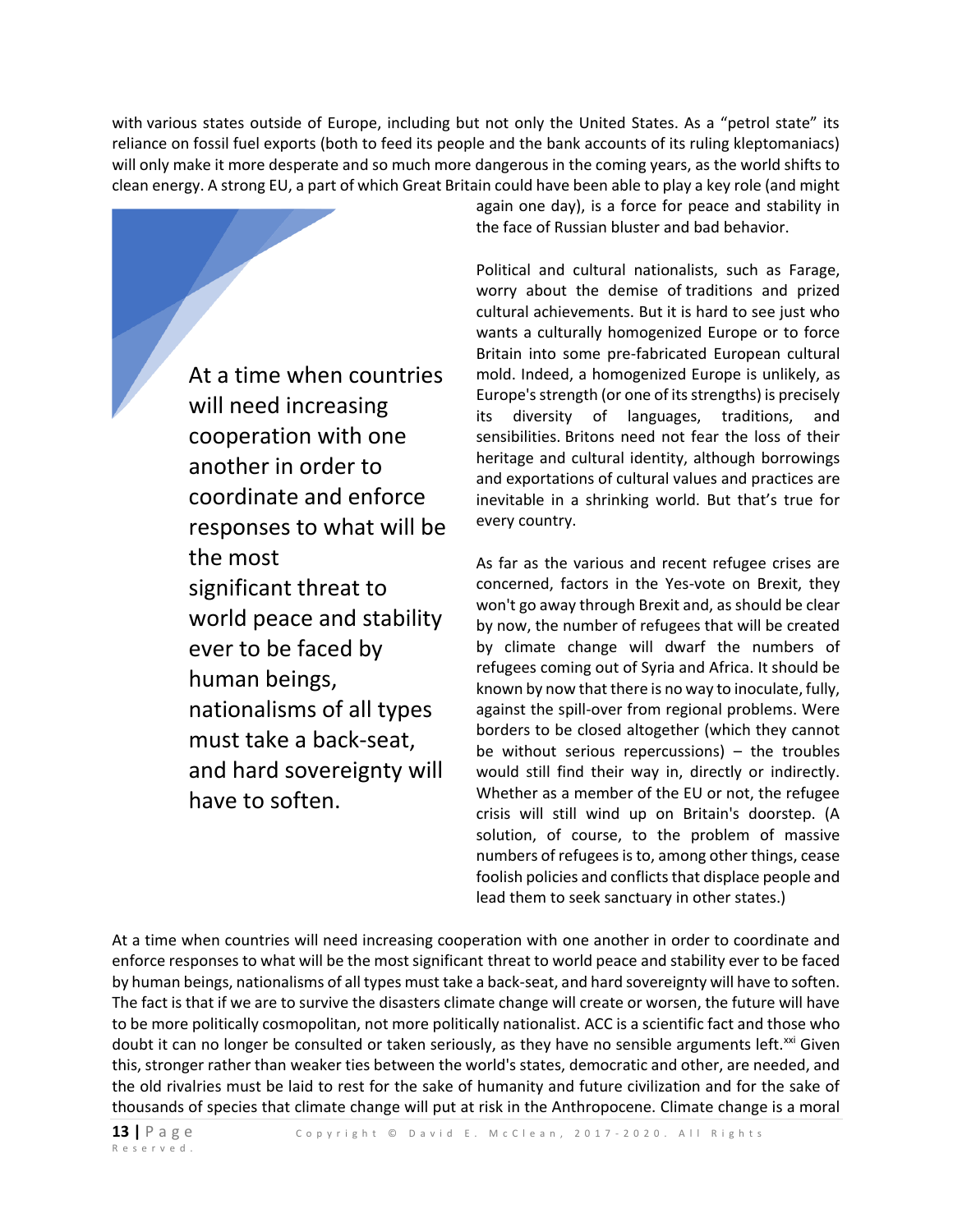with various states outside of Europe, including but not only the United States. As a "petrol state" its reliance on fossil fuel exports (both to feed its people and the bank accounts of its ruling kleptomaniacs) will only make it more desperate and so much more dangerous in the coming years, as the world shifts to clean energy. A strong EU, a part of which Great Britain could have been able to play a key role (and might again one day), is a force for peace and stability in the face of Russian bluster and bad behavior.

> At a time when countries will need increasing cooperation with one another in order to coordinate and enforce responses to what will be the most significant threat to world peace and stability ever to be faced by human beings, nationalisms of all types must take a back-seat, and hard sovereignty will have to soften.

Political and cultural nationalists, such as Farage, worry about the demise of traditions and prized cultural achievements. But it is hard to see just who wants a culturally homogenized Europe or to force Britain into some pre-fabricated European cultural mold. Indeed, a homogenized Europe is unlikely, as Europe's strength (or one of its strengths) is precisely its diversity of languages, traditions, and sensibilities. Britons need not fear the loss of their heritage and cultural identity, although borrowings and exportations of cultural values and practices are inevitable in a shrinking world. But that's true for every country.

As far as the various and recent refugee crises are concerned, factors in the Yes-vote on Brexit, they won't go away through Brexit and, as should be clear by now, the number of refugees that will be created by climate change will dwarf the numbers of refugees coming out of Syria and Africa. It should be known by now that there is no way to inoculate, fully, against the spill-over from regional problems. Were borders to be closed altogether (which they cannot be without serious repercussions) – the troubles would still find their way in, directly or indirectly. Whether as a member of the EU or not, the refugee crisis will still wind up on Britain's doorstep. (A solution, of course, to the problem of massive numbers of refugees is to, among other things, cease foolish policies and conflicts that displace people and lead them to seek sanctuary in other states.)

At a time when countries will need increasing cooperation with one another in order to coordinate and enforce responses to what will be the most significant threat to world peace and stability ever to be faced by human beings, nationalisms of all types must take a back-seat, and hard sovereignty will have to soften. The fact is that if we are to survive the disasters climate change will create or worsen, the future will have to be more politically cosmopolitan, not more politically nationalist. ACC is a scientific fact and those who doubt it can no longer be consulted or taken seriously, as they have no sensible arguments left.[xxi] Given this, stronger rather than weaker ties between the world's states, democratic and other, are needed, and the old rivalries must be laid to rest for the sake of humanity and future civilization and for the sake of thousands of species that climate change will put at risk in the Anthropocene. Climate change is a moral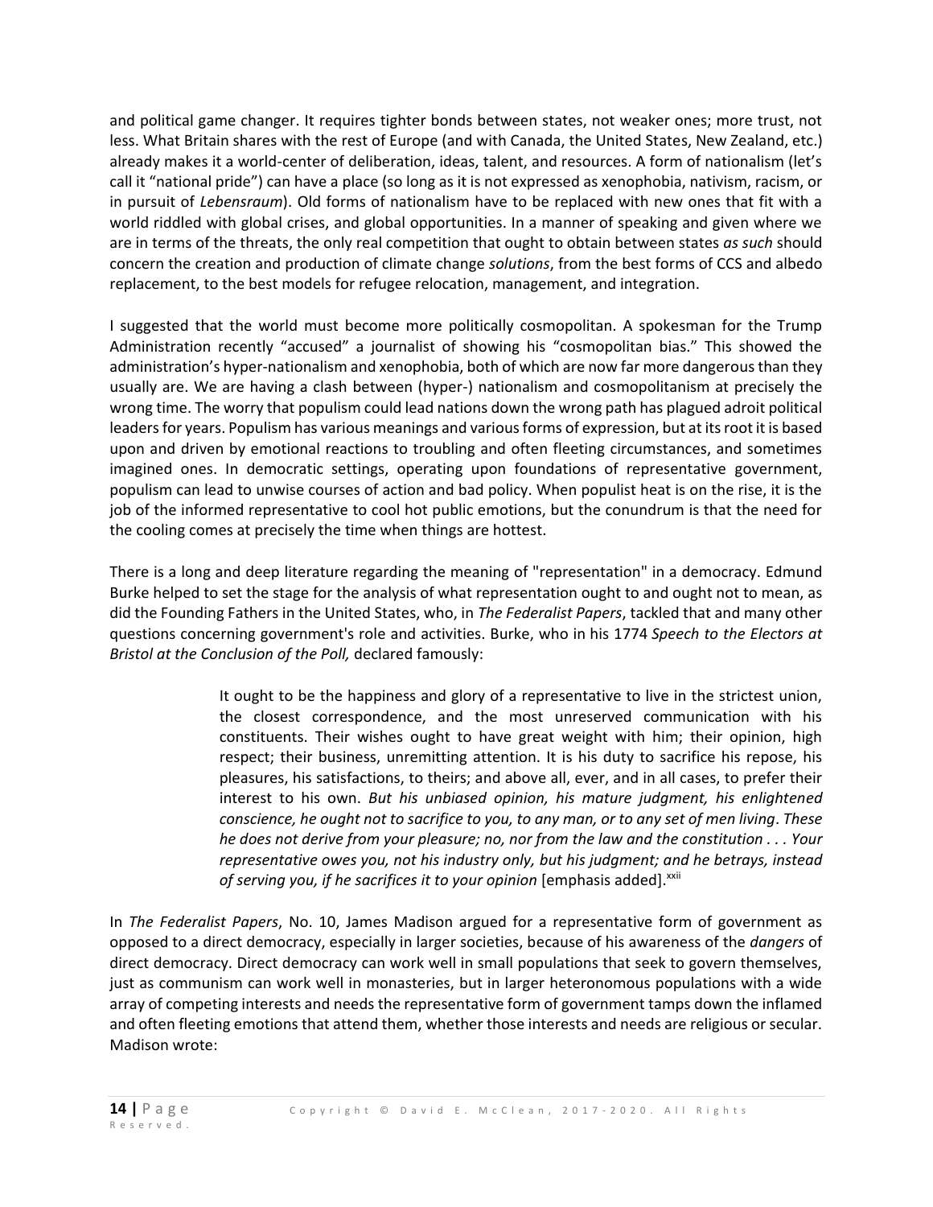and political game changer. It requires tighter bonds between states, not weaker ones; more trust, not less. What Britain shares with the rest of Europe (and with Canada, the United States, New Zealand, etc.) already makes it a world-center of deliberation, ideas, talent, and resources. A form of nationalism (let's call it "national pride") can have a place (so long as it is not expressed as xenophobia, nativism, racism, or in pursuit of *Lebensraum*). Old forms of nationalism have to be replaced with new ones that fit with a world riddled with global crises, and global opportunities. In a manner of speaking and given where we are in terms of the threats, the only real competition that ought to obtain between states *as such* should concern the creation and production of climate change *solutions*, from the best forms of CCS and albedo replacement, to the best models for refugee relocation, management, and integration.

I suggested that the world must become more politically cosmopolitan. A spokesman for the Trump Administration recently "accused" a journalist of showing his "cosmopolitan bias." This showed the administration's hyper-nationalism and xenophobia, both of which are now far more dangerous than they usually are. We are having a clash between (hyper-) nationalism and cosmopolitanism at precisely the wrong time. The worry that populism could lead nations down the wrong path has plagued adroit political leaders for years. Populism has various meanings and various forms of expression, but at its root it is based upon and driven by emotional reactions to troubling and often fleeting circumstances, and sometimes imagined ones. In democratic settings, operating upon foundations of representative government, populism can lead to unwise courses of action and bad policy. When populist heat is on the rise, it is the job of the informed representative to cool hot public emotions, but the conundrum is that the need for the cooling comes at precisely the time when things are hottest.

There is a long and deep literature regarding the meaning of "representation" in a democracy. Edmund Burke helped to set the stage for the analysis of what representation ought to and ought not to mean, as did the Founding Fathers in the United States, who, in *The Federalist Papers*, tackled that and many other questions concerning government's role and activities. Burke, who in his 1774 *Speech to the Electors at Bristol at the Conclusion of the Poll,* declared famously:

> It ought to be the happiness and glory of a representative to live in the strictest union, the closest correspondence, and the most unreserved communication with his constituents. Their wishes ought to have great weight with him; their opinion, high respect; their business, unremitting attention. It is his duty to sacrifice his repose, his pleasures, his satisfactions, to theirs; and above all, ever, and in all cases, to prefer their interest to his own. *But his unbiased opinion, his mature judgment, his enlightened conscience, he ought not to sacrifice to you, to any man, or to any set of men living. These he does not derive from your pleasure; no, nor from the law and the constitution . . . Your representative owes you, not his industry only, but his judgment; and he betrays, instead of serving you, if he sacrifices it to your opinion* [emphasis added].[xxii]

In *The Federalist Papers*, No. 10, James Madison argued for a representative form of government as opposed to a direct democracy, especially in larger societies, because of his awareness of the *dangers* of direct democracy. Direct democracy can work well in small populations that seek to govern themselves, just as communism can work well in monasteries, but in larger heteronomous populations with a wide array of competing interests and needs the representative form of government tamps down the inflamed and often fleeting emotions that attend them, whether those interests and needs are religious or secular. Madison wrote: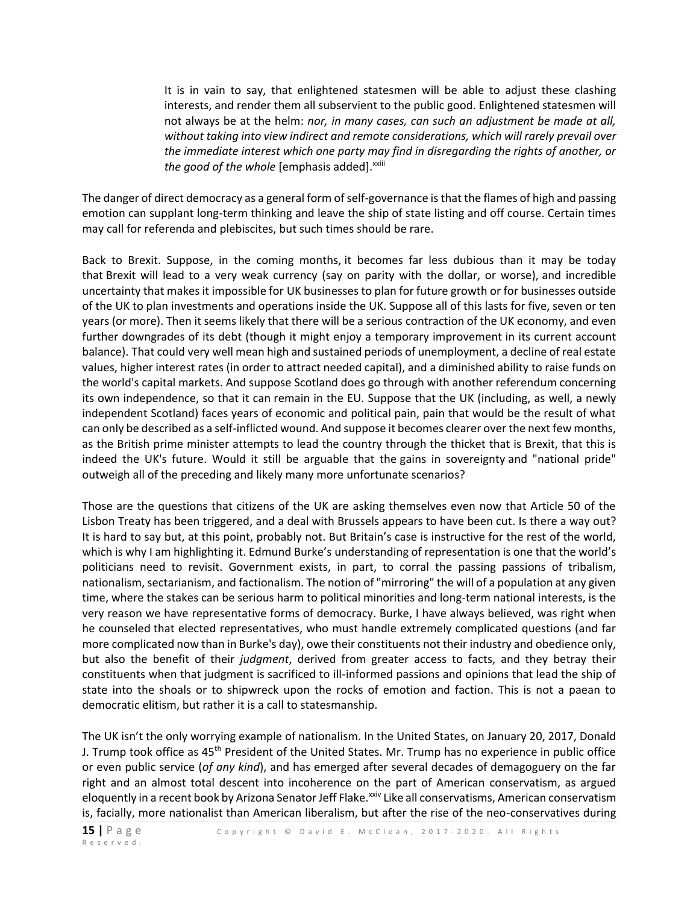> It is in vain to say, that enlightened statesmen will be able to adjust these clashing interests, and render them all subservient to the public good. Enlightened statesmen will not always be at the helm: *nor, in many cases, can such an adjustment be made at all, without taking into view indirect and remote considerations, which will rarely prevail over the immediate interest which one party may find in disregarding the rights of another, or the good of the whole* [emphasis added].[xxiii]

The danger of direct democracy as a general form of self-governance is that the flames of high and passing emotion can supplant long-term thinking and leave the ship of state listing and off course. Certain times may call for referenda and plebiscites, but such times should be rare.

Back to Brexit. Suppose, in the coming months, it becomes far less dubious than it may be today that Brexit will lead to a very weak currency (say on parity with the dollar, or worse), and incredible uncertainty that makes it impossible for UK businesses to plan for future growth or for businesses outside of the UK to plan investments and operations inside the UK. Suppose all of this lasts for five, seven or ten years (or more). Then it seems likely that there will be a serious contraction of the UK economy, and even further downgrades of its debt (though it might enjoy a temporary improvement in its current account balance). That could very well mean high and sustained periods of unemployment, a decline of real estate values, higher interest rates (in order to attract needed capital), and a diminished ability to raise funds on the world's capital markets. And suppose Scotland does go through with another referendum concerning its own independence, so that it can remain in the EU. Suppose that the UK (including, as well, a newly independent Scotland) faces years of economic and political pain, pain that would be the result of what can only be described as a self-inflicted wound. And suppose it becomes clearer over the next few months, as the British prime minister attempts to lead the country through the thicket that is Brexit, that this is indeed the UK's future. Would it still be arguable that the gains in sovereignty and "national pride" outweigh all of the preceding and likely many more unfortunate scenarios?

Those are the questions that citizens of the UK are asking themselves even now that Article 50 of the Lisbon Treaty has been triggered, and a deal with Brussels appears to have been cut. Is there a way out? It is hard to say but, at this point, probably not. But Britain's case is instructive for the rest of the world, which is why I am highlighting it. Edmund Burke's understanding of representation is one that the world's politicians need to revisit. Government exists, in part, to corral the passing passions of tribalism, nationalism, sectarianism, and factionalism. The notion of "mirroring" the will of a population at any given time, where the stakes can be serious harm to political minorities and long-term national interests, is the very reason we have representative forms of democracy. Burke, I have always believed, was right when he counseled that elected representatives, who must handle extremely complicated questions (and far more complicated now than in Burke's day), owe their constituents not their industry and obedience only, but also the benefit of their *judgment*, derived from greater access to facts, and they betray their constituents when that judgment is sacrificed to ill-informed passions and opinions that lead the ship of state into the shoals or to shipwreck upon the rocks of emotion and faction. This is not a paean to democratic elitism, but rather it is a call to statesmanship.

The UK isn't the only worrying example of nationalism. In the United States, on January 20, 2017, Donald J. Trump took office as 45th President of the United States. Mr. Trump has no experience in public office or even public service (*of any kind*), and has emerged after several decades of demagoguery on the far right and an almost total descent into incoherence on the part of American conservatism, as argued eloquently in a recent book by Arizona Senator Jeff Flake.[xxiv] Like all conservatisms, American conservatism is, facially, more nationalist than American liberalism, but after the rise of the neo-conservatives during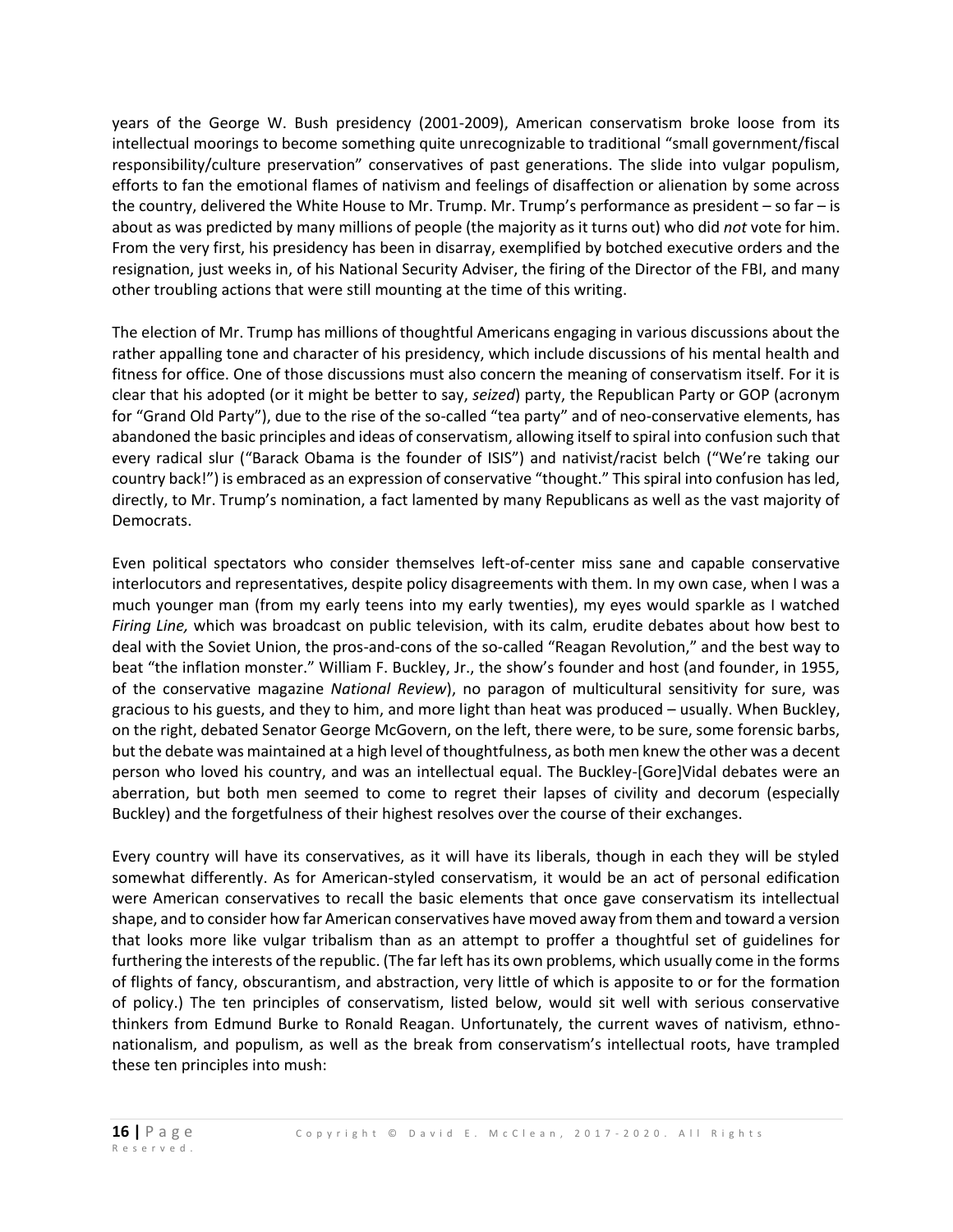years of the George W. Bush presidency (2001-2009), American conservatism broke loose from its intellectual moorings to become something quite unrecognizable to traditional "small government/fiscal responsibility/culture preservation" conservatives of past generations. The slide into vulgar populism, efforts to fan the emotional flames of nativism and feelings of disaffection or alienation by some across the country, delivered the White House to Mr. Trump. Mr. Trump's performance as president – so far – is about as was predicted by many millions of people (the majority as it turns out) who did *not* vote for him. From the very first, his presidency has been in disarray, exemplified by botched executive orders and the resignation, just weeks in, of his National Security Adviser, the firing of the Director of the FBI, and many other troubling actions that were still mounting at the time of this writing.

The election of Mr. Trump has millions of thoughtful Americans engaging in various discussions about the rather appalling tone and character of his presidency, which include discussions of his mental health and fitness for office. One of those discussions must also concern the meaning of conservatism itself. For it is clear that his adopted (or it might be better to say, *seized*) party, the Republican Party or GOP (acronym for "Grand Old Party"), due to the rise of the so-called "tea party" and of neo-conservative elements, has abandoned the basic principles and ideas of conservatism, allowing itself to spiral into confusion such that every radical slur ("Barack Obama is the founder of ISIS") and nativist/racist belch ("We're taking our country back!") is embraced as an expression of conservative "thought." This spiral into confusion has led, directly, to Mr. Trump's nomination, a fact lamented by many Republicans as well as the vast majority of Democrats.

Even political spectators who consider themselves left-of-center miss sane and capable conservative interlocutors and representatives, despite policy disagreements with them. In my own case, when I was a much younger man (from my early teens into my early twenties), my eyes would sparkle as I watched *Firing Line,* which was broadcast on public television, with its calm, erudite debates about how best to deal with the Soviet Union, the pros-and-cons of the so-called "Reagan Revolution," and the best way to beat "the inflation monster." William F. Buckley, Jr., the show's founder and host (and founder, in 1955, of the conservative magazine *National Review*), no paragon of multicultural sensitivity for sure, was gracious to his guests, and they to him, and more light than heat was produced – usually. When Buckley, on the right, debated Senator George McGovern, on the left, there were, to be sure, some forensic barbs, but the debate was maintained at a high level of thoughtfulness, as both men knew the other was a decent person who loved his country, and was an intellectual equal. The Buckley-[Gore]Vidal debates were an aberration, but both men seemed to come to regret their lapses of civility and decorum (especially Buckley) and the forgetfulness of their highest resolves over the course of their exchanges.

Every country will have its conservatives, as it will have its liberals, though in each they will be styled somewhat differently. As for American-styled conservatism, it would be an act of personal edification were American conservatives to recall the basic elements that once gave conservatism its intellectual shape, and to consider how far American conservatives have moved away from them and toward a version that looks more like vulgar tribalism than as an attempt to proffer a thoughtful set of guidelines for furthering the interests of the republic. (The far left has its own problems, which usually come in the forms of flights of fancy, obscurantism, and abstraction, very little of which is apposite to or for the formation of policy.) The ten principles of conservatism, listed below, would sit well with serious conservative thinkers from Edmund Burke to Ronald Reagan. Unfortunately, the current waves of nativism, ethno-nationalism, and populism, as well as the break from conservatism's intellectual roots, have trampled these ten principles into mush: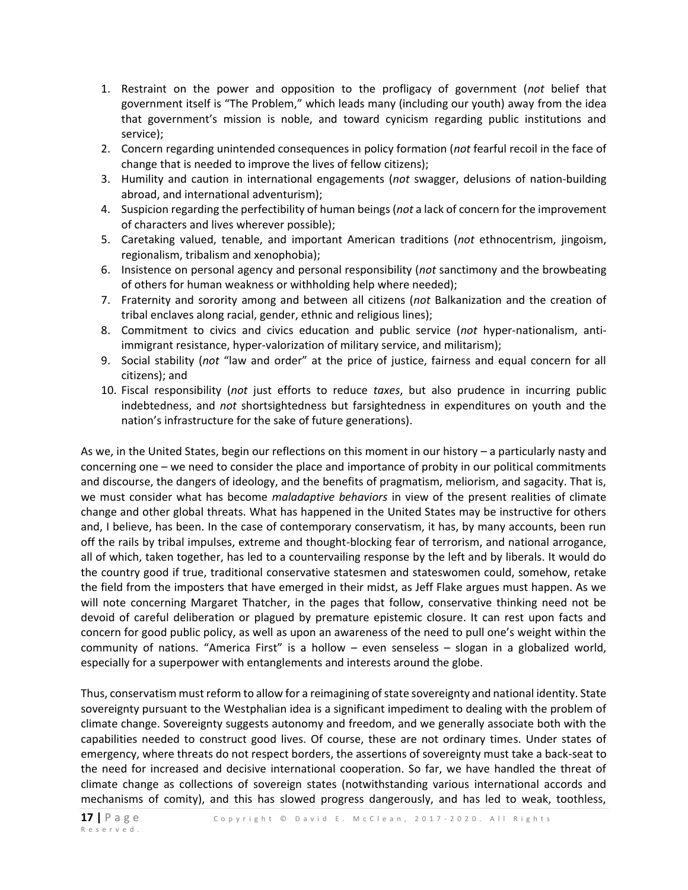1. Restraint on the power and opposition to the profligacy of government (*not* belief that government itself is "The Problem," which leads many (including our youth) away from the idea that government's mission is noble, and toward cynicism regarding public institutions and service);
2. Concern regarding unintended consequences in policy formation (*not* fearful recoil in the face of change that is needed to improve the lives of fellow citizens);
3. Humility and caution in international engagements (*not* swagger, delusions of nation-building abroad, and international adventurism);
4. Suspicion regarding the perfectibility of human beings (*not* a lack of concern for the improvement of characters and lives wherever possible);
5. Caretaking valued, tenable, and important American traditions (*not* ethnocentrism, jingoism, regionalism, tribalism and xenophobia);
6. Insistence on personal agency and personal responsibility (*not* sanctimony and the browbeating of others for human weakness or withholding help where needed);
7. Fraternity and sorority among and between all citizens (*not* Balkanization and the creation of tribal enclaves along racial, gender, ethnic and religious lines);
8. Commitment to civics and civics education and public service (*not* hyper-nationalism, anti-immigrant resistance, hyper-valorization of military service, and militarism);
9. Social stability (*not* "law and order" at the price of justice, fairness and equal concern for all citizens); and
10. Fiscal responsibility (*not* just efforts to reduce *taxes*, but also prudence in incurring public indebtedness, and *not* shortsightedness but farsightedness in expenditures on youth and the nation's infrastructure for the sake of future generations).

As we, in the United States, begin our reflections on this moment in our history – a particularly nasty and concerning one – we need to consider the place and importance of probity in our political commitments and discourse, the dangers of ideology, and the benefits of pragmatism, meliorism, and sagacity. That is, we must consider what has become *maladaptive behaviors* in view of the present realities of climate change and other global threats. What has happened in the United States may be instructive for others and, I believe, has been. In the case of contemporary conservatism, it has, by many accounts, been run off the rails by tribal impulses, extreme and thought-blocking fear of terrorism, and national arrogance, all of which, taken together, has led to a countervailing response by the left and by liberals. It would do the country good if true, traditional conservative statesmen and stateswomen could, somehow, retake the field from the imposters that have emerged in their midst, as Jeff Flake argues must happen. As we will note concerning Margaret Thatcher, in the pages that follow, conservative thinking need not be devoid of careful deliberation or plagued by premature epistemic closure. It can rest upon facts and concern for good public policy, as well as upon an awareness of the need to pull one's weight within the community of nations. "America First" is a hollow – even senseless – slogan in a globalized world, especially for a superpower with entanglements and interests around the globe.

Thus, conservatism must reform to allow for a reimagining of state sovereignty and national identity. State sovereignty pursuant to the Westphalian idea is a significant impediment to dealing with the problem of climate change. Sovereignty suggests autonomy and freedom, and we generally associate both with the capabilities needed to construct good lives. Of course, these are not ordinary times. Under states of emergency, where threats do not respect borders, the assertions of sovereignty must take a back-seat to the need for increased and decisive international cooperation. So far, we have handled the threat of climate change as collections of sovereign states (notwithstanding various international accords and mechanisms of comity), and this has slowed progress dangerously, and has led to weak, toothless,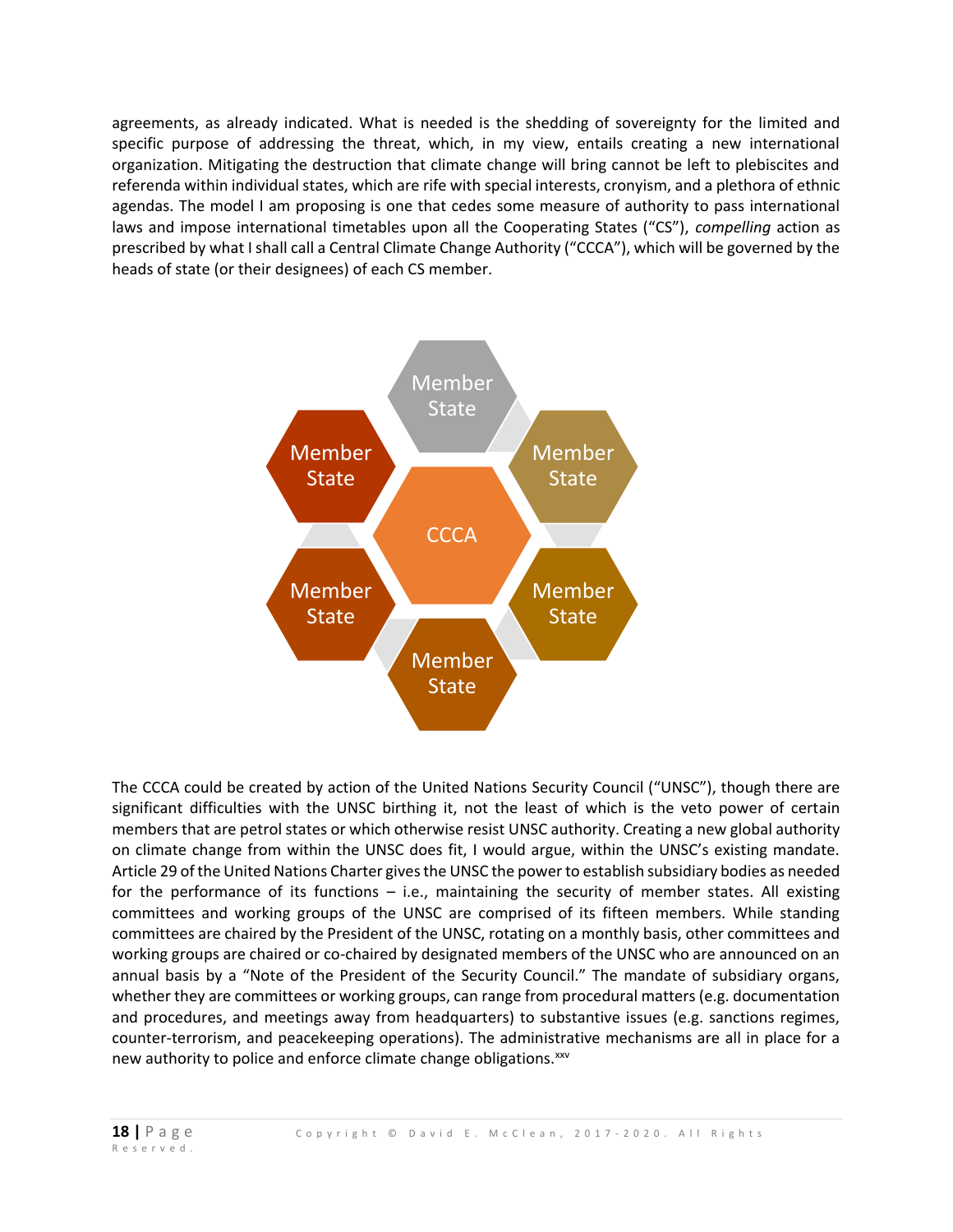agreements, as already indicated. What is needed is the shedding of sovereignty for the limited and specific purpose of addressing the threat, which, in my view, entails creating a new international organization. Mitigating the destruction that climate change will bring cannot be left to plebiscites and referenda within individual states, which are rife with special interests, cronyism, and a plethora of ethnic agendas. The model I am proposing is one that cedes some measure of authority to pass international laws and impose international timetables upon all the Cooperating States ("CS"), *compelling* action as prescribed by what I shall call a Central Climate Change Authority ("CCCA"), which will be governed by the heads of state (or their designees) of each CS member.

Member State

Member State

Member State

CCCA

Member State

Member State

Member State

The CCCA could be created by action of the United Nations Security Council ("UNSC"), though there are significant difficulties with the UNSC birthing it, not the least of which is the veto power of certain members that are petrol states or which otherwise resist UNSC authority. Creating a new global authority on climate change from within the UNSC does fit, I would argue, within the UNSC's existing mandate. Article 29 of the United Nations Charter gives the UNSC the power to establish subsidiary bodies as needed for the performance of its functions – i.e., maintaining the security of member states. All existing committees and working groups of the UNSC are comprised of its fifteen members. While standing committees are chaired by the President of the UNSC, rotating on a monthly basis, other committees and working groups are chaired or co-chaired by designated members of the UNSC who are announced on an annual basis by a "Note of the President of the Security Council." The mandate of subsidiary organs, whether they are committees or working groups, can range from procedural matters (e.g. documentation and procedures, and meetings away from headquarters) to substantive issues (e.g. sanctions regimes, counter-terrorism, and peacekeeping operations). The administrative mechanisms are all in place for a new authority to police and enforce climate change obligations.[xxv]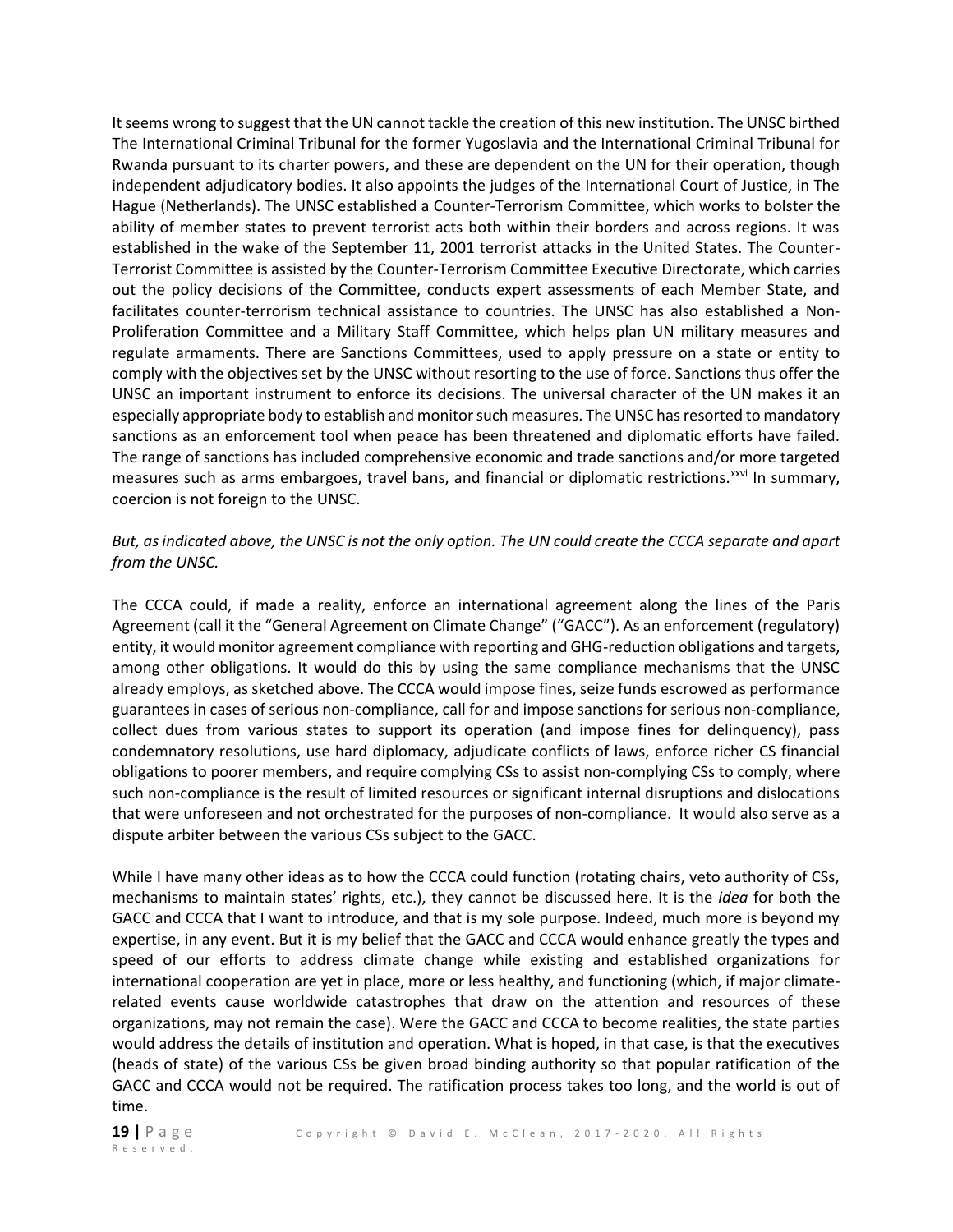It seems wrong to suggest that the UN cannot tackle the creation of this new institution. The UNSC birthed The International Criminal Tribunal for the former Yugoslavia and the International Criminal Tribunal for Rwanda pursuant to its charter powers, and these are dependent on the UN for their operation, though independent adjudicatory bodies. It also appoints the judges of the International Court of Justice, in The Hague (Netherlands). The UNSC established a Counter-Terrorism Committee, which works to bolster the ability of member states to prevent terrorist acts both within their borders and across regions. It was established in the wake of the September 11, 2001 terrorist attacks in the United States. The Counter-Terrorist Committee is assisted by the Counter-Terrorism Committee Executive Directorate, which carries out the policy decisions of the Committee, conducts expert assessments of each Member State, and facilitates counter-terrorism technical assistance to countries. The UNSC has also established a Non-Proliferation Committee and a Military Staff Committee, which helps plan UN military measures and regulate armaments. There are Sanctions Committees, used to apply pressure on a state or entity to comply with the objectives set by the UNSC without resorting to the use of force. Sanctions thus offer the UNSC an important instrument to enforce its decisions. The universal character of the UN makes it an especially appropriate body to establish and monitor such measures. The UNSC has resorted to mandatory sanctions as an enforcement tool when peace has been threatened and diplomatic efforts have failed. The range of sanctions has included comprehensive economic and trade sanctions and/or more targeted measures such as arms embargoes, travel bans, and financial or diplomatic restrictions.[xxvi] In summary, coercion is not foreign to the UNSC.

*But, as indicated above, the UNSC is not the only option. The UN could create the CCCA separate and apart from the UNSC.*

The CCCA could, if made a reality, enforce an international agreement along the lines of the Paris Agreement (call it the "General Agreement on Climate Change" ("GACC"). As an enforcement (regulatory) entity, it would monitor agreement compliance with reporting and GHG-reduction obligations and targets, among other obligations. It would do this by using the same compliance mechanisms that the UNSC already employs, as sketched above. The CCCA would impose fines, seize funds escrowed as performance guarantees in cases of serious non-compliance, call for and impose sanctions for serious non-compliance, collect dues from various states to support its operation (and impose fines for delinquency), pass condemnatory resolutions, use hard diplomacy, adjudicate conflicts of laws, enforce richer CS financial obligations to poorer members, and require complying CSs to assist non-complying CSs to comply, where such non-compliance is the result of limited resources or significant internal disruptions and dislocations that were unforeseen and not orchestrated for the purposes of non-compliance. It would also serve as a dispute arbiter between the various CSs subject to the GACC.

While I have many other ideas as to how the CCCA could function (rotating chairs, veto authority of CSs, mechanisms to maintain states' rights, etc.), they cannot be discussed here. It is the *idea* for both the GACC and CCCA that I want to introduce, and that is my sole purpose. Indeed, much more is beyond my expertise, in any event. But it is my belief that the GACC and CCCA would enhance greatly the types and speed of our efforts to address climate change while existing and established organizations for international cooperation are yet in place, more or less healthy, and functioning (which, if major climate-related events cause worldwide catastrophes that draw on the attention and resources of these organizations, may not remain the case). Were the GACC and CCCA to become realities, the state parties would address the details of institution and operation. What is hoped, in that case, is that the executives (heads of state) of the various CSs be given broad binding authority so that popular ratification of the GACC and CCCA would not be required. The ratification process takes too long, and the world is out of time.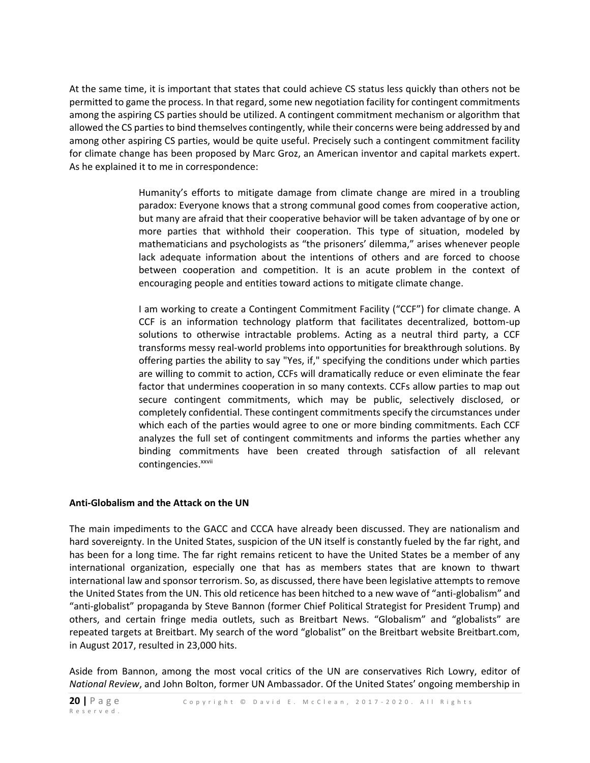At the same time, it is important that states that could achieve CS status less quickly than others not be permitted to game the process. In that regard, some new negotiation facility for contingent commitments among the aspiring CS parties should be utilized. A contingent commitment mechanism or algorithm that allowed the CS parties to bind themselves contingently, while their concerns were being addressed by and among other aspiring CS parties, would be quite useful. Precisely such a contingent commitment facility for climate change has been proposed by Marc Groz, an American inventor and capital markets expert. As he explained it to me in correspondence:

> Humanity's efforts to mitigate damage from climate change are mired in a troubling paradox: Everyone knows that a strong communal good comes from cooperative action, but many are afraid that their cooperative behavior will be taken advantage of by one or more parties that withhold their cooperation. This type of situation, modeled by mathematicians and psychologists as "the prisoners' dilemma," arises whenever people lack adequate information about the intentions of others and are forced to choose between cooperation and competition. It is an acute problem in the context of encouraging people and entities toward actions to mitigate climate change.
>
> I am working to create a Contingent Commitment Facility ("CCF") for climate change. A CCF is an information technology platform that facilitates decentralized, bottom-up solutions to otherwise intractable problems. Acting as a neutral third party, a CCF transforms messy real-world problems into opportunities for breakthrough solutions. By offering parties the ability to say "Yes, if," specifying the conditions under which parties are willing to commit to action, CCFs will dramatically reduce or even eliminate the fear factor that undermines cooperation in so many contexts. CCFs allow parties to map out secure contingent commitments, which may be public, selectively disclosed, or completely confidential. These contingent commitments specify the circumstances under which each of the parties would agree to one or more binding commitments. Each CCF analyzes the full set of contingent commitments and informs the parties whether any binding commitments have been created through satisfaction of all relevant contingencies.[xxvii]

**Anti-Globalism and the Attack on the UN**

The main impediments to the GACC and CCCA have already been discussed. They are nationalism and hard sovereignty. In the United States, suspicion of the UN itself is constantly fueled by the far right, and has been for a long time. The far right remains reticent to have the United States be a member of any international organization, especially one that has as members states that are known to thwart international law and sponsor terrorism. So, as discussed, there have been legislative attempts to remove the United States from the UN. This old reticence has been hitched to a new wave of "anti-globalism" and "anti-globalist" propaganda by Steve Bannon (former Chief Political Strategist for President Trump) and others, and certain fringe media outlets, such as Breitbart News. "Globalism" and "globalists" are repeated targets at Breitbart. My search of the word "globalist" on the Breitbart website Breitbart.com, in August 2017, resulted in 23,000 hits.

Aside from Bannon, among the most vocal critics of the UN are conservatives Rich Lowry, editor of *National Review*, and John Bolton, former UN Ambassador. Of the United States' ongoing membership in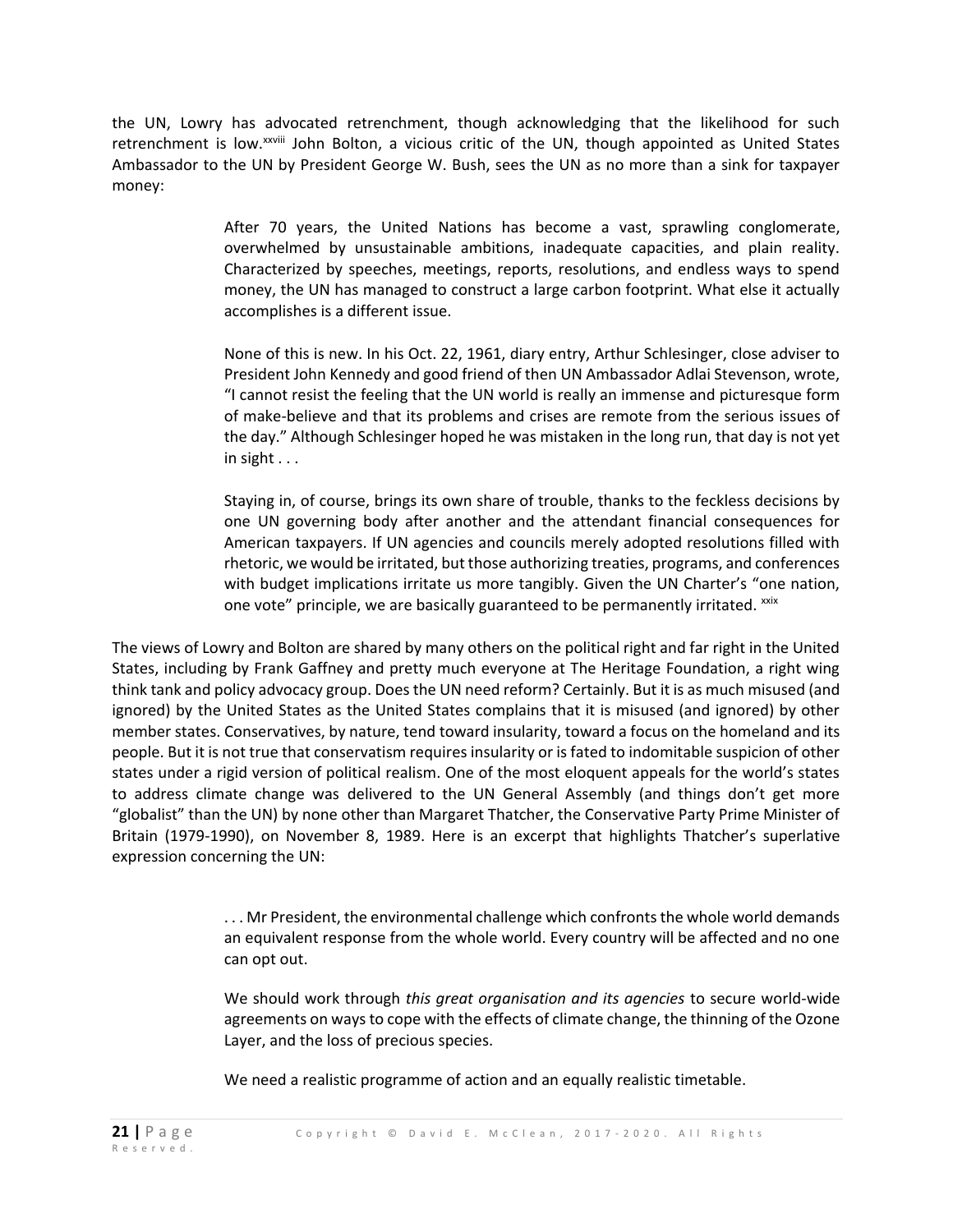the UN, Lowry has advocated retrenchment, though acknowledging that the likelihood for such retrenchment is low.[xxviii] John Bolton, a vicious critic of the UN, though appointed as United States Ambassador to the UN by President George W. Bush, sees the UN as no more than a sink for taxpayer money:

> After 70 years, the United Nations has become a vast, sprawling conglomerate, overwhelmed by unsustainable ambitions, inadequate capacities, and plain reality. Characterized by speeches, meetings, reports, resolutions, and endless ways to spend money, the UN has managed to construct a large carbon footprint. What else it actually accomplishes is a different issue.
>
> None of this is new. In his Oct. 22, 1961, diary entry, Arthur Schlesinger, close adviser to President John Kennedy and good friend of then UN Ambassador Adlai Stevenson, wrote, "I cannot resist the feeling that the UN world is really an immense and picturesque form of make-believe and that its problems and crises are remote from the serious issues of the day." Although Schlesinger hoped he was mistaken in the long run, that day is not yet in sight . . .
>
> Staying in, of course, brings its own share of trouble, thanks to the feckless decisions by one UN governing body after another and the attendant financial consequences for American taxpayers. If UN agencies and councils merely adopted resolutions filled with rhetoric, we would be irritated, but those authorizing treaties, programs, and conferences with budget implications irritate us more tangibly. Given the UN Charter's "one nation, one vote" principle, we are basically guaranteed to be permanently irritated. [xxix]

The views of Lowry and Bolton are shared by many others on the political right and far right in the United States, including by Frank Gaffney and pretty much everyone at The Heritage Foundation, a right wing think tank and policy advocacy group. Does the UN need reform? Certainly. But it is as much misused (and ignored) by the United States as the United States complains that it is misused (and ignored) by other member states. Conservatives, by nature, tend toward insularity, toward a focus on the homeland and its people. But it is not true that conservatism requires insularity or is fated to indomitable suspicion of other states under a rigid version of political realism. One of the most eloquent appeals for the world's states to address climate change was delivered to the UN General Assembly (and things don't get more "globalist" than the UN) by none other than Margaret Thatcher, the Conservative Party Prime Minister of Britain (1979-1990), on November 8, 1989. Here is an excerpt that highlights Thatcher's superlative expression concerning the UN:

> . . . Mr President, the environmental challenge which confronts the whole world demands an equivalent response from the whole world. Every country will be affected and no one can opt out.
>
> We should work through *this great organisation and its agencies* to secure world-wide agreements on ways to cope with the effects of climate change, the thinning of the Ozone Layer, and the loss of precious species.
>
> We need a realistic programme of action and an equally realistic timetable.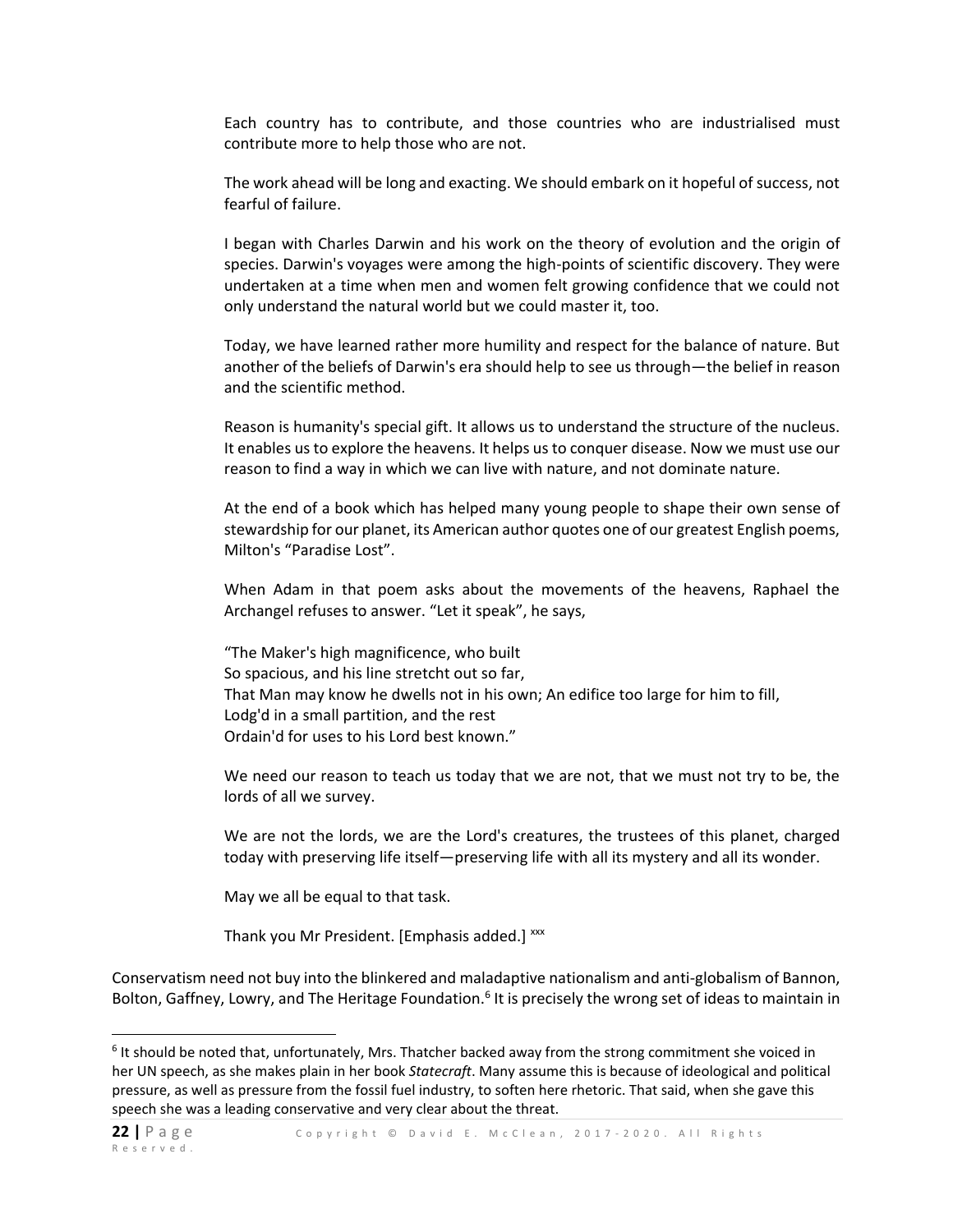Each country has to contribute, and those countries who are industrialised must contribute more to help those who are not.

The work ahead will be long and exacting. We should embark on it hopeful of success, not fearful of failure.

I began with Charles Darwin and his work on the theory of evolution and the origin of species. Darwin's voyages were among the high-points of scientific discovery. They were undertaken at a time when men and women felt growing confidence that we could not only understand the natural world but we could master it, too.

Today, we have learned rather more humility and respect for the balance of nature. But another of the beliefs of Darwin's era should help to see us through—the belief in reason and the scientific method.

Reason is humanity's special gift. It allows us to understand the structure of the nucleus. It enables us to explore the heavens. It helps us to conquer disease. Now we must use our reason to find a way in which we can live with nature, and not dominate nature.

At the end of a book which has helped many young people to shape their own sense of stewardship for our planet, its American author quotes one of our greatest English poems, Milton's "Paradise Lost".

When Adam in that poem asks about the movements of the heavens, Raphael the Archangel refuses to answer. "Let it speak", he says,

"The Maker's high magnificence, who built
So spacious, and his line stretcht out so far,
That Man may know he dwells not in his own; An edifice too large for him to fill,
Lodg'd in a small partition, and the rest
Ordain'd for uses to his Lord best known."

We need our reason to teach us today that we are not, that we must not try to be, the lords of all we survey.

We are not the lords, we are the Lord's creatures, the trustees of this planet, charged today with preserving life itself—preserving life with all its mystery and all its wonder.

May we all be equal to that task.

Thank you Mr President. [Emphasis added.] [xxx]

Conservatism need not buy into the blinkered and maladaptive nationalism and anti-globalism of Bannon, Bolton, Gaffney, Lowry, and The Heritage Foundation.[6] It is precisely the wrong set of ideas to maintain in

[6] It should be noted that, unfortunately, Mrs. Thatcher backed away from the strong commitment she voiced in her UN speech, as she makes plain in her book *Statecraft*. Many assume this is because of ideological and political pressure, as well as pressure from the fossil fuel industry, to soften here rhetoric. That said, when she gave this speech she was a leading conservative and very clear about the threat.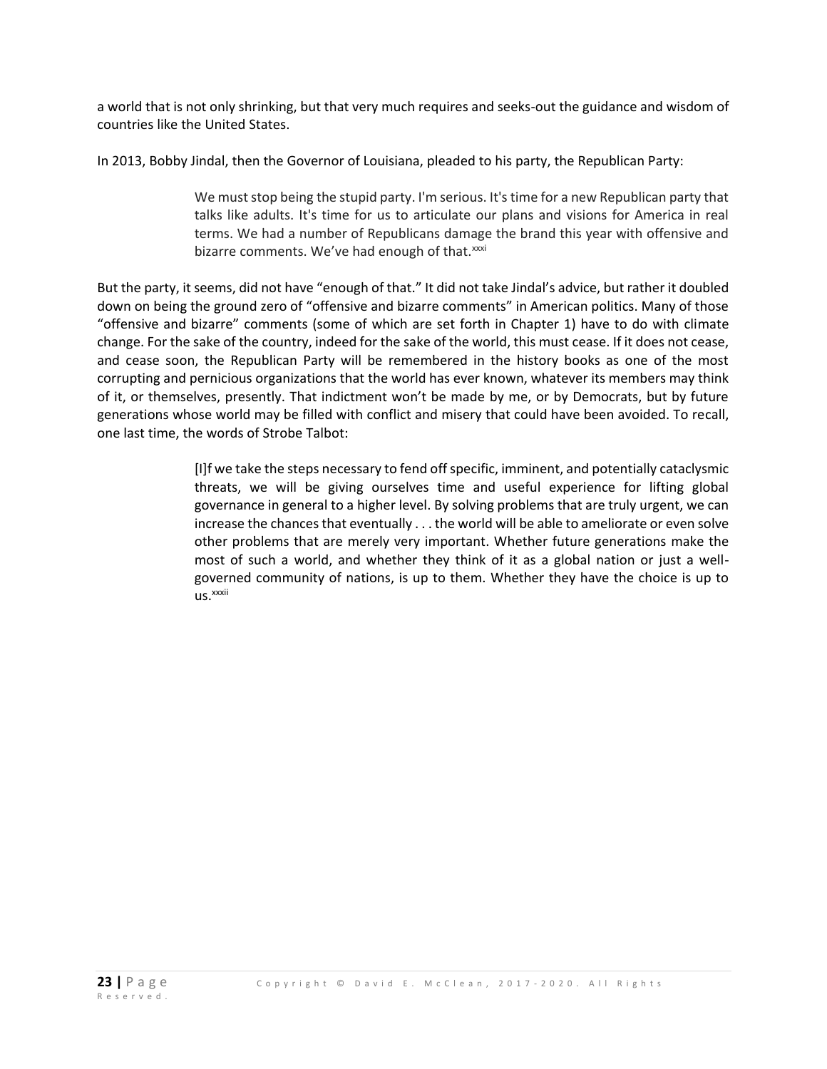a world that is not only shrinking, but that very much requires and seeks-out the guidance and wisdom of countries like the United States.

In 2013, Bobby Jindal, then the Governor of Louisiana, pleaded to his party, the Republican Party:

> We must stop being the stupid party. I'm serious. It's time for a new Republican party that talks like adults. It's time for us to articulate our plans and visions for America in real terms. We had a number of Republicans damage the brand this year with offensive and bizarre comments. We've had enough of that.[xxxi]

But the party, it seems, did not have "enough of that." It did not take Jindal's advice, but rather it doubled down on being the ground zero of "offensive and bizarre comments" in American politics. Many of those "offensive and bizarre" comments (some of which are set forth in Chapter 1) have to do with climate change. For the sake of the country, indeed for the sake of the world, this must cease. If it does not cease, and cease soon, the Republican Party will be remembered in the history books as one of the most corrupting and pernicious organizations that the world has ever known, whatever its members may think of it, or themselves, presently. That indictment won't be made by me, or by Democrats, but by future generations whose world may be filled with conflict and misery that could have been avoided. To recall, one last time, the words of Strobe Talbot:

> [I]f we take the steps necessary to fend off specific, imminent, and potentially cataclysmic threats, we will be giving ourselves time and useful experience for lifting global governance in general to a higher level. By solving problems that are truly urgent, we can increase the chances that eventually . . . the world will be able to ameliorate or even solve other problems that are merely very important. Whether future generations make the most of such a world, and whether they think of it as a global nation or just a well-governed community of nations, is up to them. Whether they have the choice is up to us.[xxxii]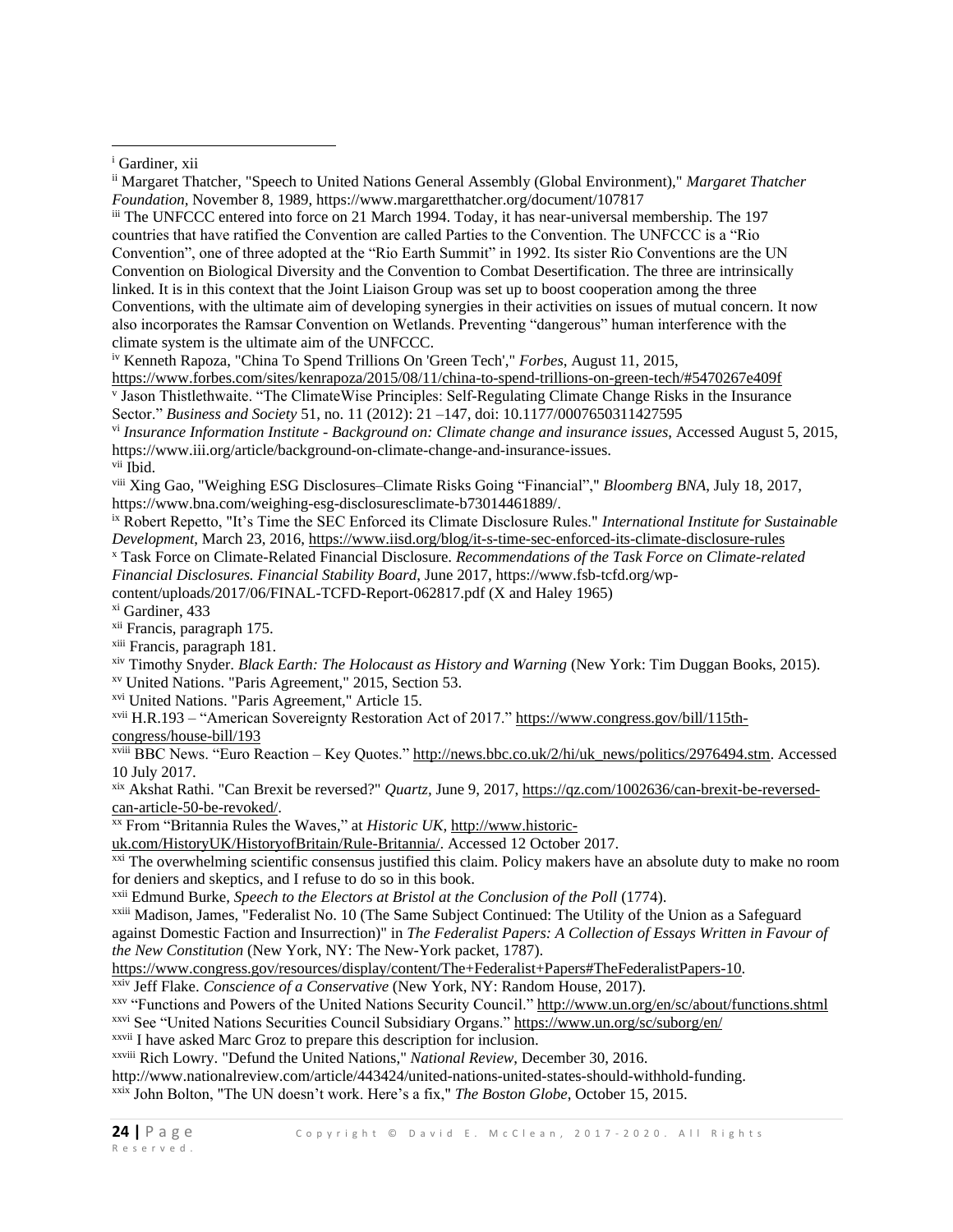[i] Gardiner, xii

[ii] Margaret Thatcher, "Speech to United Nations General Assembly (Global Environment)," *Margaret Thatcher Foundation*, November 8, 1989, https://www.margaretthatcher.org/document/107817

[iii] The UNFCCC entered into force on 21 March 1994. Today, it has near-universal membership. The 197 countries that have ratified the Convention are called Parties to the Convention. The UNFCCC is a "Rio Convention", one of three adopted at the "Rio Earth Summit" in 1992. Its sister Rio Conventions are the UN Convention on Biological Diversity and the Convention to Combat Desertification. The three are intrinsically linked. It is in this context that the Joint Liaison Group was set up to boost cooperation among the three Conventions, with the ultimate aim of developing synergies in their activities on issues of mutual concern. It now also incorporates the Ramsar Convention on Wetlands. Preventing "dangerous" human interference with the climate system is the ultimate aim of the UNFCCC.

[iv] Kenneth Rapoza, "China To Spend Trillions On 'Green Tech'," *Forbes*, August 11, 2015, https://www.forbes.com/sites/kenrapoza/2015/08/11/china-to-spend-trillions-on-green-tech/#5470267e409f

[v] Jason Thistlethwaite. "The ClimateWise Principles: Self-Regulating Climate Change Risks in the Insurance Sector." *Business and Society* 51, no. 11 (2012): 21 –147, doi: 10.1177/0007650311427595

[vi] *Insurance Information Institute - Background on: Climate change and insurance issues*, Accessed August 5, 2015, https://www.iii.org/article/background-on-climate-change-and-insurance-issues.

[vii] Ibid.

[viii] Xing Gao, "Weighing ESG Disclosures–Climate Risks Going "Financial"," *Bloomberg BNA*, July 18, 2017, https://www.bna.com/weighing-esg-disclosuresclimate-b73014461889/.

[ix] Robert Repetto, "It's Time the SEC Enforced its Climate Disclosure Rules." *International Institute for Sustainable Development*, March 23, 2016, https://www.iisd.org/blog/it-s-time-sec-enforced-its-climate-disclosure-rules

[x] Task Force on Climate-Related Financial Disclosure. *Recommendations of the Task Force on Climate-related Financial Disclosures. Financial Stability Board*, June 2017, https://www.fsb-tcfd.org/wp-content/uploads/2017/06/FINAL-TCFD-Report-062817.pdf (X and Haley 1965)

[xi] Gardiner, 433

[xii] Francis, paragraph 175.

[xiii] Francis, paragraph 181.

[xiv] Timothy Snyder. *Black Earth: The Holocaust as History and Warning* (New York: Tim Duggan Books, 2015).

[xv] United Nations. "Paris Agreement," 2015, Section 53.

[xvi] United Nations. "Paris Agreement," Article 15.

[xvii] H.R.193 – "American Sovereignty Restoration Act of 2017." https://www.congress.gov/bill/115th-congress/house-bill/193

[xviii] BBC News. "Euro Reaction – Key Quotes." http://news.bbc.co.uk/2/hi/uk_news/politics/2976494.stm. Accessed 10 July 2017.

[xix] Akshat Rathi. "Can Brexit be reversed?" *Quartz*, June 9, 2017, https://qz.com/1002636/can-brexit-be-reversed-can-article-50-be-revoked/.

[xx] From "Britannia Rules the Waves," at *Historic UK*, http://www.historic-uk.com/HistoryUK/HistoryofBritain/Rule-Britannia/. Accessed 12 October 2017.

[xxi] The overwhelming scientific consensus justified this claim. Policy makers have an absolute duty to make no room for deniers and skeptics, and I refuse to do so in this book.

[xxii] Edmund Burke, *Speech to the Electors at Bristol at the Conclusion of the Poll* (1774).

[xxiii] Madison, James, "Federalist No. 10 (The Same Subject Continued: The Utility of the Union as a Safeguard against Domestic Faction and Insurrection)" in *The Federalist Papers: A Collection of Essays Written in Favour of the New Constitution* (New York, NY: The New-York packet, 1787). https://www.congress.gov/resources/display/content/The+Federalist+Papers#TheFederalistPapers-10.

[xxiv] Jeff Flake. *Conscience of a Conservative* (New York, NY: Random House, 2017).

[xxv] "Functions and Powers of the United Nations Security Council." http://www.un.org/en/sc/about/functions.shtml

[xxvi] See "United Nations Securities Council Subsidiary Organs." https://www.un.org/sc/suborg/en/

[xxvii] I have asked Marc Groz to prepare this description for inclusion.

[xxviii] Rich Lowry. "Defund the United Nations," *National Review*, December 30, 2016. http://www.nationalreview.com/article/443424/united-nations-united-states-should-withhold-funding.

[xxix] John Bolton, "The UN doesn't work. Here's a fix," *The Boston Globe*, October 15, 2015.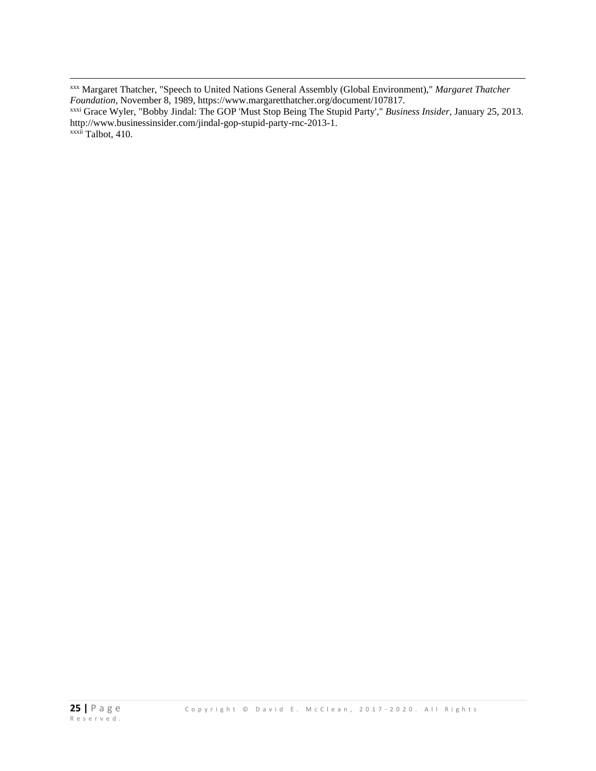[xxx] Margaret Thatcher, "Speech to United Nations General Assembly (Global Environment)," *Margaret Thatcher Foundation*, November 8, 1989, https://www.margaretthatcher.org/document/107817.

[xxxi] Grace Wyler, "Bobby Jindal: The GOP 'Must Stop Being The Stupid Party'," *Business Insider*, January 25, 2013. http://www.businessinsider.com/jindal-gop-stupid-party-rnc-2013-1.

[xxxii] Talbot, 410.